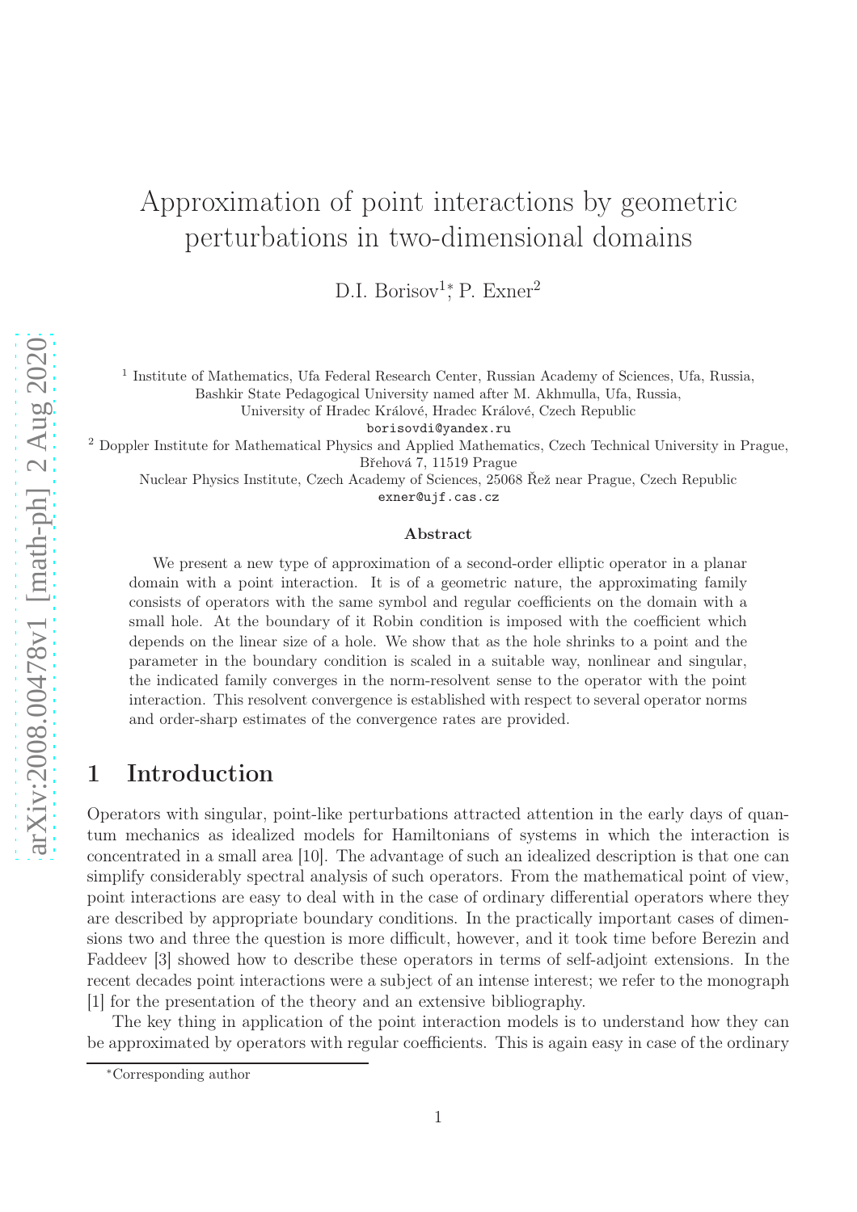# Approximation of point interactions by geometric perturbations in two-dimensional domains

D.I. Borisov[1]*, P. Exner[2]

[1] Institute of Mathematics, Ufa Federal Research Center, Russian Academy of Sciences, Ufa, Russia,
Bashkir State Pedagogical University named after M. Akhmulla, Ufa, Russia,
University of Hradec Králové, Hradec Králové, Czech Republic
borisovdi@yandex.ru

[2] Doppler Institute for Mathematical Physics and Applied Mathematics, Czech Technical University in Prague,
Břehová 7, 11519 Prague
Nuclear Physics Institute, Czech Academy of Sciences, 25068 Řež near Prague, Czech Republic
exner@ujf.cas.cz

### Abstract

We present a new type of approximation of a second-order elliptic operator in a planar domain with a point interaction. It is of a geometric nature, the approximating family consists of operators with the same symbol and regular coefficients on the domain with a small hole. At the boundary of it Robin condition is imposed with the coefficient which depends on the linear size of a hole. We show that as the hole shrinks to a point and the parameter in the boundary condition is scaled in a suitable way, nonlinear and singular, the indicated family converges in the norm-resolvent sense to the operator with the point interaction. This resolvent convergence is established with respect to several operator norms and order-sharp estimates of the convergence rates are provided.

## 1 Introduction

Operators with singular, point-like perturbations attracted attention in the early days of quantum mechanics as idealized models for Hamiltonians of systems in which the interaction is concentrated in a small area [10]. The advantage of such an idealized description is that one can simplify considerably spectral analysis of such operators. From the mathematical point of view, point interactions are easy to deal with in the case of ordinary differential operators where they are described by appropriate boundary conditions. In the practically important cases of dimensions two and three the question is more difficult, however, and it took time before Berezin and Faddeev [3] showed how to describe these operators in terms of self-adjoint extensions. In the recent decades point interactions were a subject of an intense interest; we refer to the monograph [1] for the presentation of the theory and an extensive bibliography.

The key thing in application of the point interaction models is to understand how they can be approximated by operators with regular coefficients. This is again easy in case of the ordinary

*Corresponding author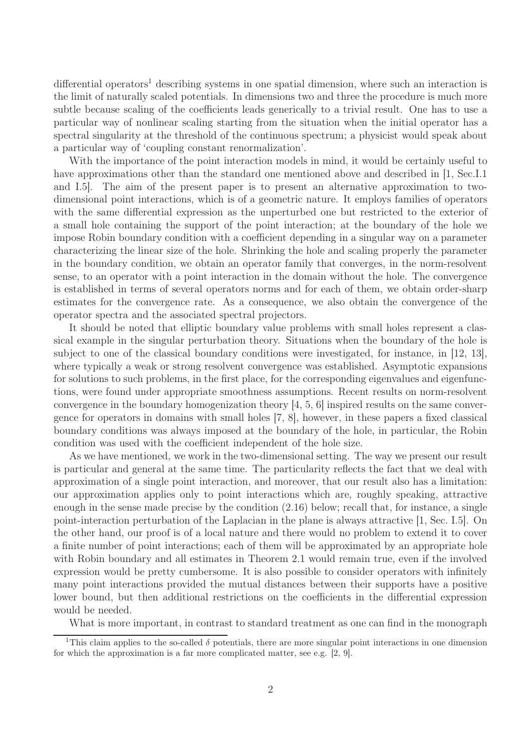differential operators[1] describing systems in one spatial dimension, where such an interaction is the limit of naturally scaled potentials. In dimensions two and three the procedure is much more subtle because scaling of the coefficients leads generically to a trivial result. One has to use a particular way of nonlinear scaling starting from the situation when the initial operator has a spectral singularity at the threshold of the continuous spectrum; a physicist would speak about a particular way of 'coupling constant renormalization'.

With the importance of the point interaction models in mind, it would be certainly useful to have approximations other than the standard one mentioned above and described in [1, Sec.I.1 and I.5]. The aim of the present paper is to present an alternative approximation to two-dimensional point interactions, which is of a geometric nature. It employs families of operators with the same differential expression as the unperturbed one but restricted to the exterior of a small hole containing the support of the point interaction; at the boundary of the hole we impose Robin boundary condition with a coefficient depending in a singular way on a parameter characterizing the linear size of the hole. Shrinking the hole and scaling properly the parameter in the boundary condition, we obtain an operator family that converges, in the norm-resolvent sense, to an operator with a point interaction in the domain without the hole. The convergence is established in terms of several operators norms and for each of them, we obtain order-sharp estimates for the convergence rate. As a consequence, we also obtain the convergence of the operator spectra and the associated spectral projectors.

It should be noted that elliptic boundary value problems with small holes represent a classical example in the singular perturbation theory. Situations when the boundary of the hole is subject to one of the classical boundary resolvent conditions were investigated, for instance, in [12, 13], where typically a weak or strong resolvent convergence was established. Asymptotic expansions for solutions to such problems, in the first place, for the corresponding eigenvalues and eigenfunctions, were found under appropriate smoothness assumptions. Recent results on norm-resolvent convergence in the boundary homogenization theory [4, 5, 6] inspired results on the same convergence for operators in domains with small holes [7, 8], however, in these papers a fixed classical boundary conditions was always imposed at the boundary of the hole, in particular, the Robin condition was used with the coefficient independent of the hole size.

As we have mentioned, we work in the two-dimensional setting. The way we present our result is particular and general at the same time. The particularity reflects the fact that we deal with approximation of a single point interaction, and moreover, that our result also has a limitation: our approximation applies only to point interactions which are, roughly speaking, attractive enough in the sense made precise by the condition (2.16) below; recall that, for instance, a single point-interaction perturbation of the Laplacian in the plane is always attractive [1, Sec. I.5]. On the other hand, our proof is of a local nature and there would no problem to extend it to cover a finite number of point interactions; each of them will be approximated by an appropriate hole with Robin boundary and all estimates in Theorem 2.1 would remain true, even if the involved expression would be pretty cumbersome. It is also possible to consider operators with infinitely many point interactions provided the mutual distances between their supports have a positive lower bound, but then additional restrictions on the coefficients in the differential expression would be needed.

What is more important, in contrast to standard treatment as one can find in the monograph

[1] This claim applies to the so-called $\delta$ potentials, there are more singular point interactions in one dimension for which the approximation is a far more complicated matter, see e.g. [2, 9].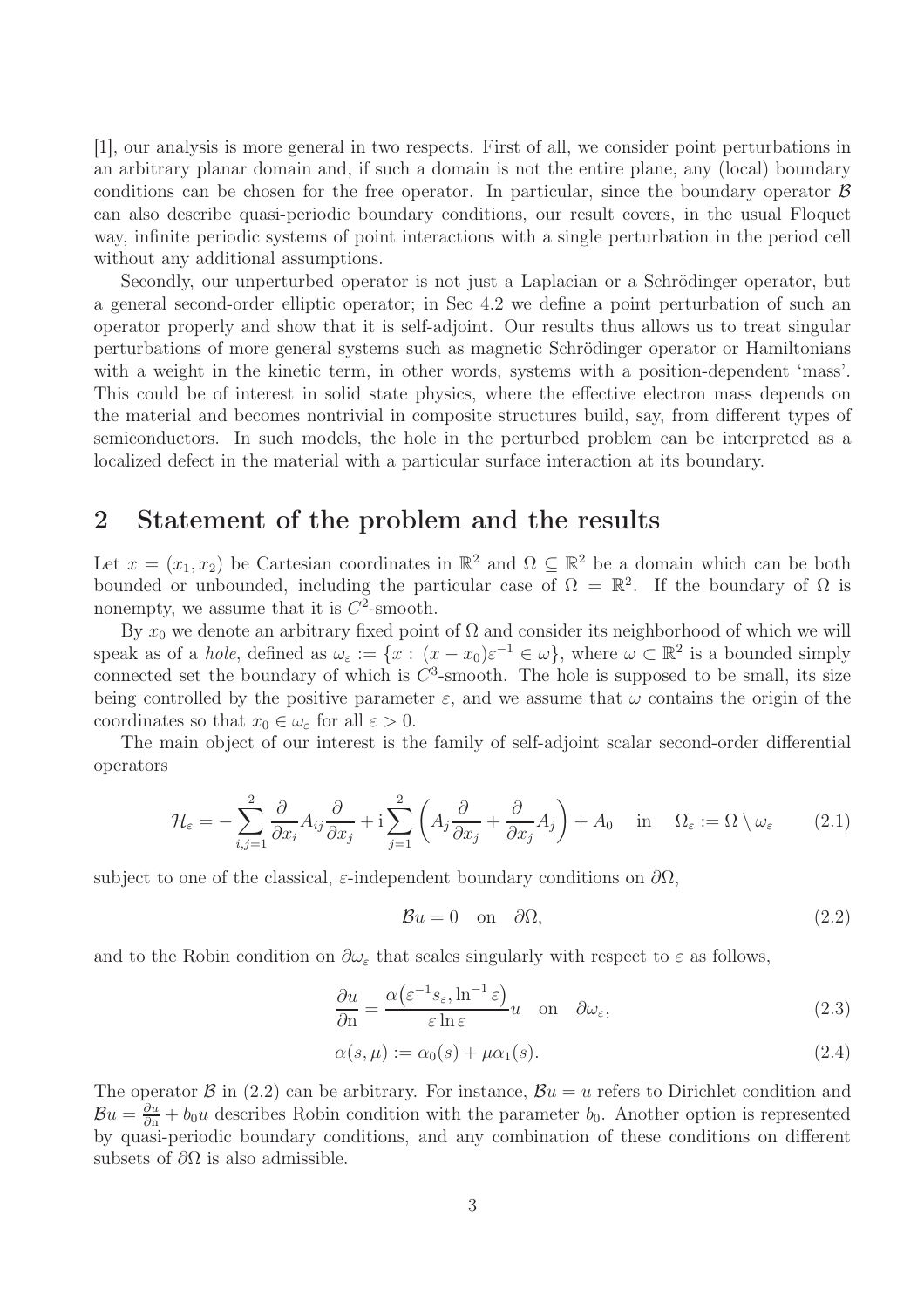[1], our analysis is more general in two respects. First of all, we consider point perturbations in an arbitrary planar domain and, if such a domain is not the entire plane, any (local) boundary conditions can be chosen for the free operator. In particular, since the boundary operator $\mathcal{B}$ can also describe quasi-periodic boundary conditions, our result covers, in the usual Floquet way, infinite periodic systems of point interactions with a single perturbation in the period cell without any additional assumptions.

Secondly, our unperturbed operator is not just a Laplacian or a Schrödinger operator, but a general second-order elliptic operator; in Sec 4.2 we define a point perturbation of such an operator properly and show that it is self-adjoint. Our results thus allows us to treat singular perturbations of more general systems such as magnetic Schrödinger operator or Hamiltonians with a weight in the kinetic term, in other words, systems with a position-dependent 'mass'. This could be of interest in solid state physics, where the effective electron mass depends on the material and becomes nontrivial in composite structures build, say, from different types of semiconductors. In such models, the hole in the perturbed problem can be interpreted as a localized defect in the material with a particular surface interaction at its boundary.

## 2 Statement of the problem and the results

Let $x = (x_1, x_2)$ be Cartesian coordinates in $\mathbb{R}^2$ and $\Omega \subseteq \mathbb{R}^2$ be a domain which can be both bounded or unbounded, including the particular case of $\Omega = \mathbb{R}^2$. If the boundary of $\Omega$ is nonempty, we assume that it is $C^2$-smooth.

By $x_0$ we denote an arbitrary fixed point of $\Omega$ and consider its neighborhood of which we will speak as of a *hole*, defined as $\omega_\varepsilon := \{x : (x - x_0)\varepsilon^{-1} \in \omega\}$, where $\omega \subset \mathbb{R}^2$ is a bounded simply connected set the boundary of which is $C^3$-smooth. The hole is supposed to be small, its size being controlled by the positive parameter $\varepsilon$, and we assume that $\omega$ contains the origin of the coordinates so that $x_0 \in \omega_\varepsilon$ for all $\varepsilon > 0$.

The main object of our interest is the family of self-adjoint scalar second-order differential operators

$$\mathcal{H}_\varepsilon = -\sum_{i,j=1}^{2} \frac{\partial}{\partial x_i} A_{ij} \frac{\partial}{\partial x_j} + \mathrm{i} \sum_{j=1}^{2} \left( A_j \frac{\partial}{\partial x_j} + \frac{\partial}{\partial x_j} A_j \right) + A_0 \quad \text{in} \quad \Omega_\varepsilon := \Omega \setminus \omega_\varepsilon \tag{2.1}$$

subject to one of the classical, $\varepsilon$-independent boundary conditions on $\partial\Omega$,

$$\mathcal{B}u = 0 \quad \text{on} \quad \partial\Omega, \tag{2.2}$$

and to the Robin condition on $\partial\omega_\varepsilon$ that scales singularly with respect to $\varepsilon$ as follows,

$$\frac{\partial u}{\partial \mathrm{n}} = \frac{\alpha\big(\varepsilon^{-1}s_\varepsilon, \ln^{-1}\varepsilon\big)}{\varepsilon \ln \varepsilon} u \quad \text{on} \quad \partial\omega_\varepsilon, \tag{2.3}$$

$$\alpha(s, \mu) := \alpha_0(s) + \mu\alpha_1(s). \tag{2.4}$$

The operator $\mathcal{B}$ in (2.2) can be arbitrary. For instance, $\mathcal{B}u = u$ refers to Dirichlet condition and $\mathcal{B}u = \frac{\partial u}{\partial \mathrm{n}} + b_0 u$ describes Robin condition with the parameter $b_0$. Another option is represented by quasi-periodic boundary conditions, and any combination of these conditions on different subsets of $\partial\Omega$ is also admissible.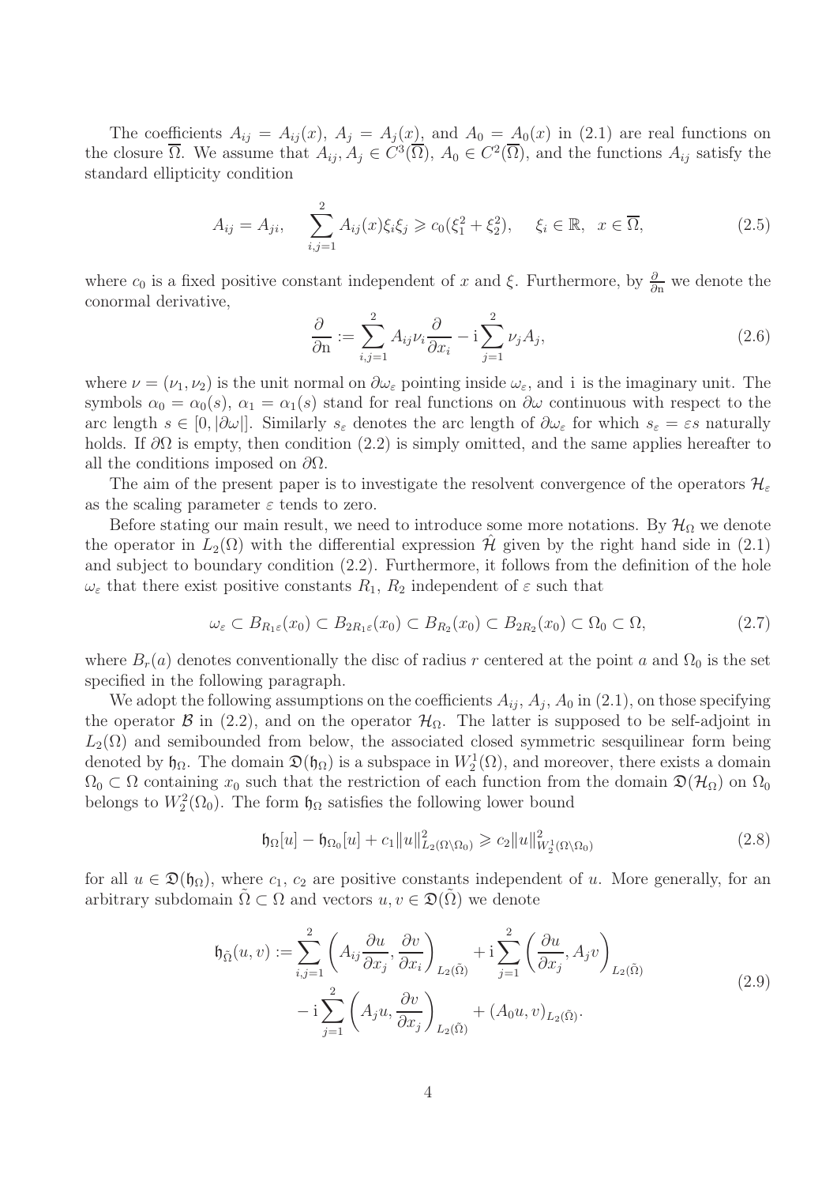The coefficients $A_{ij} = A_{ij}(x)$, $A_j = A_j(x)$, and $A_0 = A_0(x)$ in (2.1) are real functions on the closure $\overline{\Omega}$. We assume that $A_{ij}, A_j \in C^3(\overline{\Omega})$, $A_0 \in C^2(\overline{\Omega})$, and the functions $A_{ij}$ satisfy the standard ellipticity condition

$$A_{ij} = A_{ji}, \quad \sum_{i,j=1}^{2} A_{ij}(x)\xi_i\xi_j \geqslant c_0(\xi_1^2 + \xi_2^2), \quad \xi_i \in \mathbb{R}, \ \ x \in \overline{\Omega}, \tag{2.5}$$

where $c_0$ is a fixed positive constant independent of $x$ and $\xi$. Furthermore, by $\frac{\partial}{\partial \mathrm{n}}$ we denote the conormal derivative,

$$\frac{\partial}{\partial \mathrm{n}} := \sum_{i,j=1}^{2} A_{ij}\nu_i \frac{\partial}{\partial x_i} - \mathrm{i}\sum_{j=1}^{2} \nu_j A_j, \tag{2.6}$$

where $\nu = (\nu_1, \nu_2)$ is the unit normal on $\partial\omega_\varepsilon$ pointing inside $\omega_\varepsilon$, and $\mathrm{i}$ is the imaginary unit. The symbols $\alpha_0 = \alpha_0(s)$, $\alpha_1 = \alpha_1(s)$ stand for real functions on $\partial\omega$ continuous with respect to the arc length $s \in [0, |\partial\omega|]$. Similarly $s_\varepsilon$ denotes the arc length of $\partial\omega_\varepsilon$ for which $s_\varepsilon = \varepsilon s$ naturally holds. If $\partial\Omega$ is empty, then condition (2.2) is simply omitted, and the same applies hereafter to all the conditions imposed on $\partial\Omega$.

The aim of the present paper is to investigate the resolvent convergence of the operators $\mathcal{H}_\varepsilon$ as the scaling parameter $\varepsilon$ tends to zero.

Before stating our main result, we need to introduce some more notations. By $\mathcal{H}_\Omega$ we denote the operator in $L_2(\Omega)$ with the differential expression $\hat{\mathcal{H}}$ given by the right hand side in (2.1) and subject to boundary condition (2.2). Furthermore, it follows from the definition of the hole $\omega_\varepsilon$ that there exist positive constants $R_1$, $R_2$ independent of $\varepsilon$ such that

$$\omega_\varepsilon \subset B_{R_1\varepsilon}(x_0) \subset B_{2R_1\varepsilon}(x_0) \subset B_{R_2}(x_0) \subset B_{2R_2}(x_0) \subset \Omega_0 \subset \Omega, \tag{2.7}$$

where $B_r(a)$ denotes conventionally the disc of radius $r$ centered at the point $a$ and $\Omega_0$ is the set specified in the following paragraph.

We adopt the following assumptions on the coefficients $A_{ij}$, $A_j$, $A_0$ in (2.1), on those specifying the operator $\mathcal{B}$ in (2.2), and on the operator $\mathcal{H}_\Omega$. The latter is supposed to be self-adjoint in $L_2(\Omega)$ and semibounded from below, the associated closed symmetric sesquilinear form being denoted by $\mathfrak{h}_\Omega$. The domain $\mathfrak{D}(\mathfrak{h}_\Omega)$ is a subspace in $W_2^1(\Omega)$, and moreover, there exists a domain $\Omega_0 \subset \Omega$ containing $x_0$ such that the restriction of each function from the domain $\mathfrak{D}(\mathcal{H}_\Omega)$ on $\Omega_0$ belongs to $W_2^2(\Omega_0)$. The form $\mathfrak{h}_\Omega$ satisfies the following lower bound

$$\mathfrak{h}_\Omega[u] - \mathfrak{h}_{\Omega_0}[u] + c_1\|u\|^2_{L_2(\Omega\setminus\Omega_0)} \geqslant c_2\|u\|^2_{W_2^1(\Omega\setminus\Omega_0)} \tag{2.8}$$

for all $u \in \mathfrak{D}(\mathfrak{h}_\Omega)$, where $c_1$, $c_2$ are positive constants independent of $u$. More generally, for an arbitrary subdomain $\tilde{\Omega} \subset \Omega$ and vectors $u, v \in \mathfrak{D}(\tilde{\Omega})$ we denote

$$\begin{aligned}\mathfrak{h}_{\tilde{\Omega}}(u,v) := &\sum_{i,j=1}^{2}\left(A_{ij}\frac{\partial u}{\partial x_j}, \frac{\partial v}{\partial x_i}\right)_{L_2(\tilde{\Omega})} + \mathrm{i}\sum_{j=1}^{2}\left(\frac{\partial u}{\partial x_j}, A_j v\right)_{L_2(\tilde{\Omega})} \\ &- \mathrm{i}\sum_{j=1}^{2}\left(A_j u, \frac{\partial v}{\partial x_j}\right)_{L_2(\tilde{\Omega})} + (A_0 u, v)_{L_2(\tilde{\Omega})}.\end{aligned} \tag{2.9}$$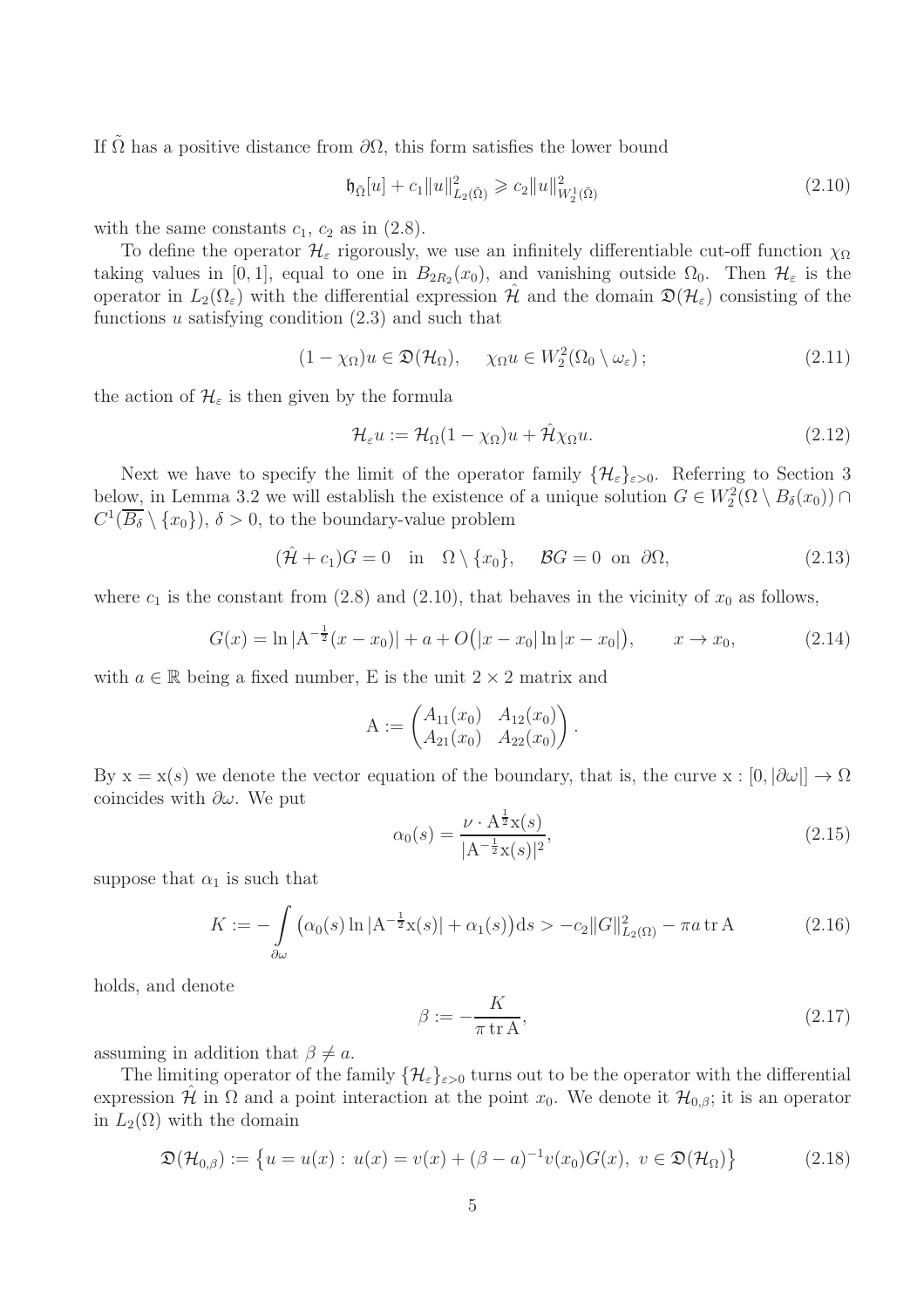If $\tilde{\Omega}$ has a positive distance from $\partial\Omega$, this form satisfies the lower bound

$$\mathfrak{h}_{\tilde{\Omega}}[u] + c_1\|u\|^2_{L_2(\tilde{\Omega})} \geqslant c_2\|u\|^2_{W_2^1(\tilde{\Omega})} \tag{2.10}$$

with the same constants $c_1$, $c_2$ as in (2.8).

To define the operator $\mathcal{H}_\varepsilon$ rigorously, we use an infinitely differentiable cut-off function $\chi_\Omega$ taking values in $[0,1]$, equal to one in $B_{2R_2}(x_0)$, and vanishing outside $\Omega_0$. Then $\mathcal{H}_\varepsilon$ is the operator in $L_2(\Omega_\varepsilon)$ with the differential expression $\hat{\mathcal{H}}$ and the domain $\mathfrak{D}(\mathcal{H}_\varepsilon)$ consisting of the functions $u$ satisfying condition (2.3) and such that

$$(1-\chi_\Omega)u \in \mathfrak{D}(\mathcal{H}_\Omega), \qquad \chi_\Omega u \in W_2^2(\Omega_0\setminus\omega_\varepsilon)\,; \tag{2.11}$$

the action of $\mathcal{H}_\varepsilon$ is then given by the formula

$$\mathcal{H}_\varepsilon u := \mathcal{H}_\Omega(1-\chi_\Omega)u + \hat{\mathcal{H}}\chi_\Omega u. \tag{2.12}$$

Next we have to specify the limit of the operator family $\{\mathcal{H}_\varepsilon\}_{\varepsilon>0}$. Referring to Section 3 below, in Lemma 3.2 we will establish the existence of a unique solution $G \in W_2^2(\Omega\setminus B_\delta(x_0)) \cap C^1(\overline{B_\delta}\setminus\{x_0\})$, $\delta > 0$, to the boundary-value problem

$$(\hat{\mathcal{H}} + c_1)G = 0 \quad \text{in} \quad \Omega\setminus\{x_0\}, \qquad \mathcal{B}G = 0 \;\text{ on }\; \partial\Omega, \tag{2.13}$$

where $c_1$ is the constant from (2.8) and (2.10), that behaves in the vicinity of $x_0$ as follows,

$$G(x) = \ln|\mathrm{A}^{-\frac{1}{2}}(x-x_0)| + a + O\big(|x-x_0|\ln|x-x_0|\big), \qquad x\to x_0, \tag{2.14}$$

with $a\in\mathbb{R}$ being a fixed number, $\mathrm{E}$ is the unit $2\times 2$ matrix and

$$\mathrm{A} := \begin{pmatrix} A_{11}(x_0) & A_{12}(x_0) \\ A_{21}(x_0) & A_{22}(x_0)\end{pmatrix}.$$

By $\mathrm{x} = \mathrm{x}(s)$ we denote the vector equation of the boundary, that is, the curve $\mathrm{x} : [0, |\partial\omega|] \to \Omega$ coincides with $\partial\omega$. We put

$$\alpha_0(s) = \frac{\nu\cdot \mathrm{A}^{\frac{1}{2}}\mathrm{x}(s)}{|\mathrm{A}^{-\frac{1}{2}}\mathrm{x}(s)|^2}, \tag{2.15}$$

suppose that $\alpha_1$ is such that

$$K := -\int\limits_{\partial\omega} \big(\alpha_0(s)\ln|\mathrm{A}^{-\frac{1}{2}}\mathrm{x}(s)| + \alpha_1(s)\big)\mathrm{d}s > -c_2\|G\|^2_{L_2(\Omega)} - \pi a \operatorname{tr}\mathrm{A} \tag{2.16}$$

holds, and denote

$$\beta := -\frac{K}{\pi \operatorname{tr}\mathrm{A}}, \tag{2.17}$$

assuming in addition that $\beta \neq a$.

The limiting operator of the family $\{\mathcal{H}_\varepsilon\}_{\varepsilon>0}$ turns out to be the operator with the differential expression $\hat{\mathcal{H}}$ in $\Omega$ and a point interaction at the point $x_0$. We denote it $\mathcal{H}_{0,\beta}$; it is an operator in $L_2(\Omega)$ with the domain

$$\mathfrak{D}(\mathcal{H}_{0,\beta}) := \big\{u = u(x) :\; u(x) = v(x) + (\beta - a)^{-1}v(x_0)G(x),\; v\in\mathfrak{D}(\mathcal{H}_\Omega)\big\} \tag{2.18}$$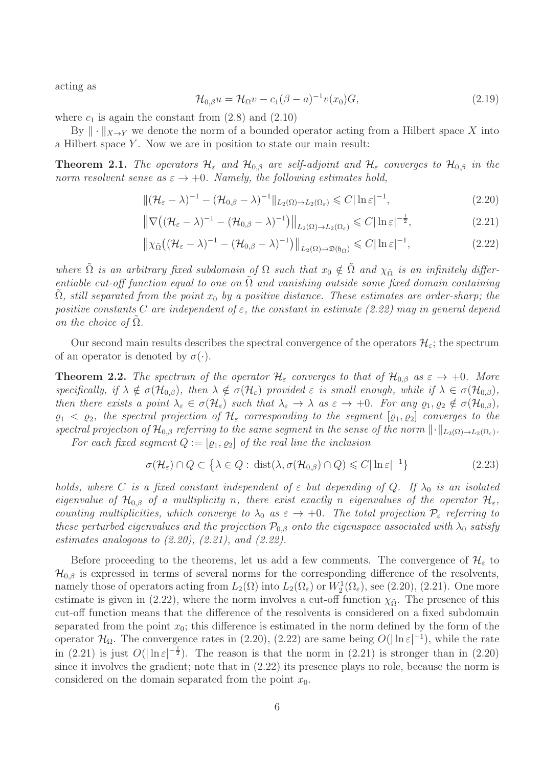acting as

$$\mathcal{H}_{0,\beta} u = \mathcal{H}_\Omega v - c_1(\beta - a)^{-1} v(x_0) G, \tag{2.19}$$

where $c_1$ is again the constant from (2.8) and (2.10)

By $\|\cdot\|_{X\to Y}$ we denote the norm of a bounded operator acting from a Hilbert space $X$ into a Hilbert space $Y$. Now we are in position to state our main result:

**Theorem 2.1.** *The operators $\mathcal{H}_\varepsilon$ and $\mathcal{H}_{0,\beta}$ are self-adjoint and $\mathcal{H}_\varepsilon$ converges to $\mathcal{H}_{0,\beta}$ in the norm resolvent sense as $\varepsilon \to +0$. Namely, the following estimates hold,*

$$\|(\mathcal{H}_\varepsilon - \lambda)^{-1} - (\mathcal{H}_{0,\beta} - \lambda)^{-1}\|_{L_2(\Omega)\to L_2(\Omega_\varepsilon)} \leqslant C|\ln \varepsilon|^{-1}, \tag{2.20}$$

$$\big\|\nabla\big((\mathcal{H}_\varepsilon - \lambda)^{-1} - (\mathcal{H}_{0,\beta} - \lambda)^{-1}\big)\big\|_{L_2(\Omega)\to L_2(\Omega_\varepsilon)} \leqslant C|\ln \varepsilon|^{-\frac{1}{2}}, \tag{2.21}$$

$$\big\|\chi_{\tilde{\Omega}}\big((\mathcal{H}_\varepsilon - \lambda)^{-1} - (\mathcal{H}_{0,\beta} - \lambda)^{-1}\big)\big\|_{L_2(\Omega)\to \mathfrak{D}(\mathfrak{h}_\Omega)} \leqslant C|\ln \varepsilon|^{-1}, \tag{2.22}$$

*where $\tilde{\Omega}$ is an arbitrary fixed subdomain of $\Omega$ such that $x_0 \notin \tilde{\Omega}$ and $\chi_{\tilde{\Omega}}$ is an infinitely differentiable cut-off function equal to one on $\tilde{\Omega}$ and vanishing outside some fixed domain containing $\tilde{\Omega}$, still separated from the point $x_0$ by a positive distance. These estimates are order-sharp; the positive constants $C$ are independent of $\varepsilon$, the constant in estimate (2.22) may in general depend on the choice of $\tilde{\Omega}$.*

Our second main results describes the spectral convergence of the operators $\mathcal{H}_\varepsilon$; the spectrum of an operator is denoted by $\sigma(\cdot)$.

**Theorem 2.2.** *The spectrum of the operator $\mathcal{H}_\varepsilon$ converges to that of $\mathcal{H}_{0,\beta}$ as $\varepsilon \to +0$. More specifically, if $\lambda \notin \sigma(\mathcal{H}_{0,\beta})$, then $\lambda \notin \sigma(\mathcal{H}_\varepsilon)$ provided $\varepsilon$ is small enough, while if $\lambda \in \sigma(\mathcal{H}_{0,\beta})$, then there exists a point $\lambda_\varepsilon \in \sigma(\mathcal{H}_\varepsilon)$ such that $\lambda_\varepsilon \to \lambda$ as $\varepsilon \to +0$. For any $\varrho_1, \varrho_2 \notin \sigma(\mathcal{H}_{0,\beta})$, $\varrho_1 < \varrho_2$, the spectral projection of $\mathcal{H}_\varepsilon$ corresponding to the segment $[\varrho_1, \varrho_2]$ converges to the spectral projection of $\mathcal{H}_{0,\beta}$ referring to the same segment in the sense of the norm $\|\cdot\|_{L_2(\Omega)\to L_2(\Omega_\varepsilon)}$.*

*For each fixed segment $Q := [\varrho_1, \varrho_2]$ of the real line the inclusion*

$$\sigma(\mathcal{H}_\varepsilon) \cap Q \subset \big\{\lambda \in Q : \operatorname{dist}(\lambda, \sigma(\mathcal{H}_{0,\beta}) \cap Q) \leqslant C|\ln \varepsilon|^{-1}\big\} \tag{2.23}$$

*holds, where $C$ is a fixed constant independent of $\varepsilon$ but depending of $Q$. If $\lambda_0$ is an isolated eigenvalue of $\mathcal{H}_{0,\beta}$ of a multiplicity $n$, there exist exactly $n$ eigenvalues of the operator $\mathcal{H}_\varepsilon$, counting multiplicities, which converge to $\lambda_0$ as $\varepsilon \to +0$. The total projection $\mathcal{P}_\varepsilon$ referring to these perturbed eigenvalues and the projection $\mathcal{P}_{0,\beta}$ onto the eigenspace associated with $\lambda_0$ satisfy estimates analogous to (2.20), (2.21), and (2.22).*

Before proceeding to the theorems, let us add a few comments. The convergence of $\mathcal{H}_\varepsilon$ to $\mathcal{H}_{0,\beta}$ is expressed in terms of several norms for the corresponding difference of the resolvents, namely those of operators acting from $L_2(\Omega)$ into $L_2(\Omega_\varepsilon)$ or $W_2^1(\Omega_\varepsilon)$, see (2.20), (2.21). One more estimate is given in (2.22), where the norm involves a cut-off function $\chi_{\tilde{\Omega}}$. The presence of this cut-off function means that the difference of the resolvents is considered on a fixed subdomain separated from the point $x_0$; this difference is estimated in the norm defined by the form of the operator $\mathcal{H}_\Omega$. The convergence rates in (2.20), (2.22) are same being $O(|\ln \varepsilon|^{-1})$, while the rate in (2.21) is just $O(|\ln \varepsilon|^{-\frac{1}{2}})$. The reason is that the norm in (2.21) is stronger than in (2.20) since it involves the gradient; note that in (2.22) its presence plays no role, because the norm is considered on the domain separated from the point $x_0$.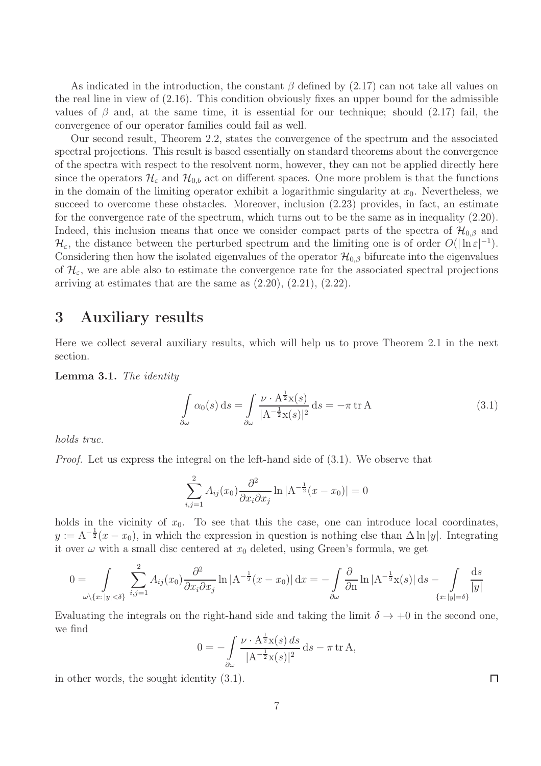As indicated in the introduction, the constant $\beta$ defined by (2.17) can not take all values on the real line in view of (2.16). This condition obviously fixes an upper bound for the admissible values of $\beta$ and, at the same time, it is essential for our technique; should (2.17) fail, the convergence of our operator families could fail as well.

Our second result, Theorem 2.2, states the convergence of the spectrum and the associated spectral projections. This result is based essentially on standard theorems about the convergence of the spectra with respect to the resolvent norm, however, they can not be applied directly here since the operators $\mathcal{H}_\varepsilon$ and $\mathcal{H}_{0,b}$ act on different spaces. One more problem is that the functions in the domain of the limiting operator exhibit a logarithmic singularity at $x_0$. Nevertheless, we succeed to overcome these obstacles. Moreover, inclusion (2.23) provides, in fact, an estimate for the convergence rate of the spectrum, which turns out to be the same as in inequality (2.20). Indeed, this inclusion means that once we consider compact parts of the spectra of $\mathcal{H}_{0,\beta}$ and $\mathcal{H}_\varepsilon$, the distance between the perturbed spectrum and the limiting one is of order $O(|\ln\varepsilon|^{-1})$. Considering then how the isolated eigenvalues of the operator $\mathcal{H}_{0,\beta}$ bifurcate into the eigenvalues of $\mathcal{H}_\varepsilon$, we are able also to estimate the convergence rate for the associated spectral projections arriving at estimates that are the same as (2.20), (2.21), (2.22).

# 3 Auxiliary results

Here we collect several auxiliary results, which will help us to prove Theorem 2.1 in the next section.

**Lemma 3.1.** *The identity*

$$\int\limits_{\partial\omega} \alpha_0(s)\,\mathrm{d}s = \int\limits_{\partial\omega} \frac{\nu\cdot \mathrm{A}^{\frac{1}{2}}\mathrm{x}(s)}{|\mathrm{A}^{-\frac{1}{2}}\mathrm{x}(s)|^2}\,\mathrm{d}s = -\pi\,\mathrm{tr}\,\mathrm{A} \tag{3.1}$$

*holds true.*

*Proof.* Let us express the integral on the left-hand side of (3.1). We observe that

$$\sum_{i,j=1}^{2} A_{ij}(x_0)\frac{\partial^2}{\partial x_i\partial x_j}\ln|\mathrm{A}^{-\frac{1}{2}}(x-x_0)| = 0$$

holds in the vicinity of $x_0$. To see that this the case, one can introduce local coordinates, $y := \mathrm{A}^{-\frac{1}{2}}(x-x_0)$, in which the expression in question is nothing else than $\Delta\ln|y|$. Integrating it over $\omega$ with a small disc centered at $x_0$ deleted, using Green's formula, we get

$$0 = \int\limits_{\omega\setminus\{x:\,|y|<\delta\}} \sum_{i,j=1}^{2} A_{ij}(x_0)\frac{\partial^2}{\partial x_i\partial x_j}\ln|\mathrm{A}^{-\frac{1}{2}}(x-x_0)|\,\mathrm{d}x = -\int\limits_{\partial\omega}\frac{\partial}{\partial \mathrm{n}}\ln|\mathrm{A}^{-\frac{1}{2}}\mathrm{x}(s)|\,\mathrm{d}s - \int\limits_{\{x:\,|y|=\delta\}}\frac{\mathrm{d}s}{|y|}$$

Evaluating the integrals on the right-hand side and taking the limit $\delta\to+0$ in the second one, we find

$$0 = -\int\limits_{\partial\omega}\frac{\nu\cdot \mathrm{A}^{\frac{1}{2}}\mathrm{x}(s)\,ds}{|\mathrm{A}^{-\frac{1}{2}}\mathrm{x}(s)|^2}\,\mathrm{d}s - \pi\,\mathrm{tr}\,\mathrm{A},$$

in other words, the sought identity (3.1). ∎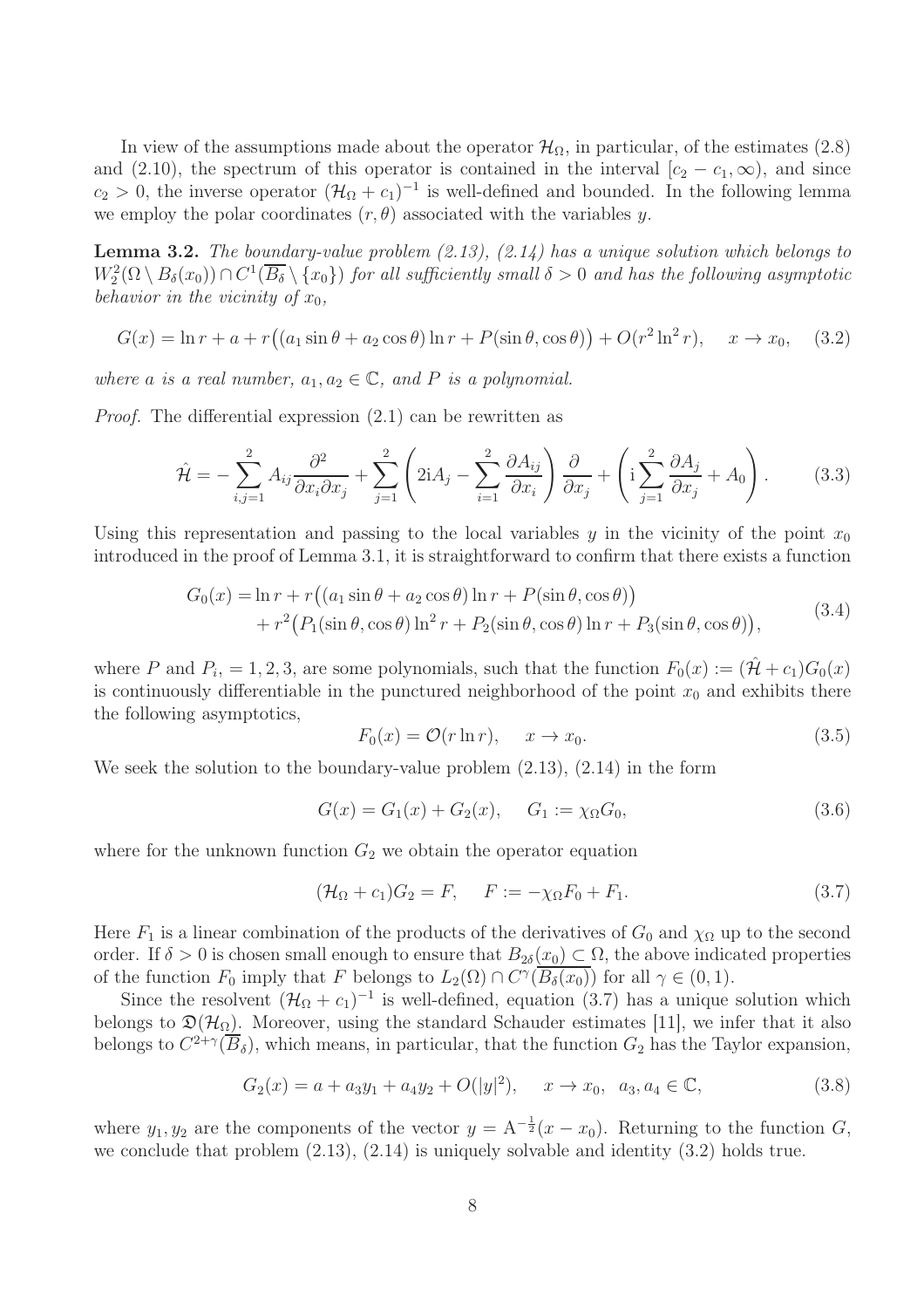In view of the assumptions made about the operator $\mathcal{H}_\Omega$, in particular, of the estimates (2.8) and (2.10), the spectrum of this operator is contained in the interval $[c_2 - c_1, \infty)$, and since $c_2 > 0$, the inverse operator $(\mathcal{H}_\Omega + c_1)^{-1}$ is well-defined and bounded. In the following lemma we employ the polar coordinates $(r, \theta)$ associated with the variables $y$.

**Lemma 3.2.** *The boundary-value problem (2.13), (2.14) has a unique solution which belongs to $W_2^2(\Omega \setminus B_\delta(x_0)) \cap C^1(\overline{B_\delta} \setminus \{x_0\})$ for all sufficiently small $\delta > 0$ and has the following asymptotic behavior in the vicinity of $x_0$,*

$$G(x) = \ln r + a + r\big((a_1 \sin\theta + a_2 \cos\theta)\ln r + P(\sin\theta, \cos\theta)\big) + O(r^2 \ln^2 r), \quad x \to x_0, \quad (3.2)$$

*where $a$ is a real number, $a_1, a_2 \in \mathbb{C}$, and $P$ is a polynomial.*

*Proof.* The differential expression (2.1) can be rewritten as

$$\hat{\mathcal{H}} = -\sum_{i,j=1}^{2} A_{ij} \frac{\partial^2}{\partial x_i \partial x_j} + \sum_{j=1}^{2} \left( 2\mathrm{i}A_j - \sum_{i=1}^{2} \frac{\partial A_{ij}}{\partial x_i} \right) \frac{\partial}{\partial x_j} + \left( \mathrm{i}\sum_{j=1}^{2} \frac{\partial A_j}{\partial x_j} + A_0 \right). \quad (3.3)$$

Using this representation and passing to the local variables $y$ in the vicinity of the point $x_0$ introduced in the proof of Lemma 3.1, it is straightforward to confirm that there exists a function

$$\begin{aligned} G_0(x) = &\ln r + r\big((a_1 \sin\theta + a_2 \cos\theta)\ln r + P(\sin\theta, \cos\theta)\big) \\ &+ r^2\big(P_1(\sin\theta, \cos\theta)\ln^2 r + P_2(\sin\theta, \cos\theta)\ln r + P_3(\sin\theta, \cos\theta)\big), \end{aligned} \quad (3.4)$$

where $P$ and $P_i, = 1, 2, 3$, are some polynomials, such that the function $F_0(x) := (\hat{\mathcal{H}} + c_1)G_0(x)$ is continuously differentiable in the punctured neighborhood of the point $x_0$ and exhibits there the following asymptotics,

$$F_0(x) = \mathcal{O}(r \ln r), \quad x \to x_0. \quad (3.5)$$

We seek the solution to the boundary-value problem (2.13), (2.14) in the form

$$G(x) = G_1(x) + G_2(x), \quad G_1 := \chi_\Omega G_0, \quad (3.6)$$

where for the unknown function $G_2$ we obtain the operator equation

$$(\mathcal{H}_\Omega + c_1)G_2 = F, \quad F := -\chi_\Omega F_0 + F_1. \quad (3.7)$$

Here $F_1$ is a linear combination of the products of the derivatives of $G_0$ and $\chi_\Omega$ up to the second order. If $\delta > 0$ is chosen small enough to ensure that $B_{2\delta}(x_0) \subset \Omega$, the above indicated properties of the function $F_0$ imply that $F$ belongs to $L_2(\Omega) \cap C^\gamma(\overline{B_\delta(x_0)})$ for all $\gamma \in (0, 1)$.

Since the resolvent $(\mathcal{H}_\Omega + c_1)^{-1}$ is well-defined, equation (3.7) has a unique solution which belongs to $\mathfrak{D}(\mathcal{H}_\Omega)$. Moreover, using the standard Schauder estimates [11], we infer that it also belongs to $C^{2+\gamma}(\overline{B}_\delta)$, which means, in particular, that the function $G_2$ has the Taylor expansion,

$$G_2(x) = a + a_3 y_1 + a_4 y_2 + O(|y|^2), \quad x \to x_0, \ \ a_3, a_4 \in \mathbb{C}, \quad (3.8)$$

where $y_1, y_2$ are the components of the vector $y = \mathrm{A}^{-\frac{1}{2}}(x - x_0)$. Returning to the function $G$, we conclude that problem (2.13), (2.14) is uniquely solvable and identity (3.2) holds true.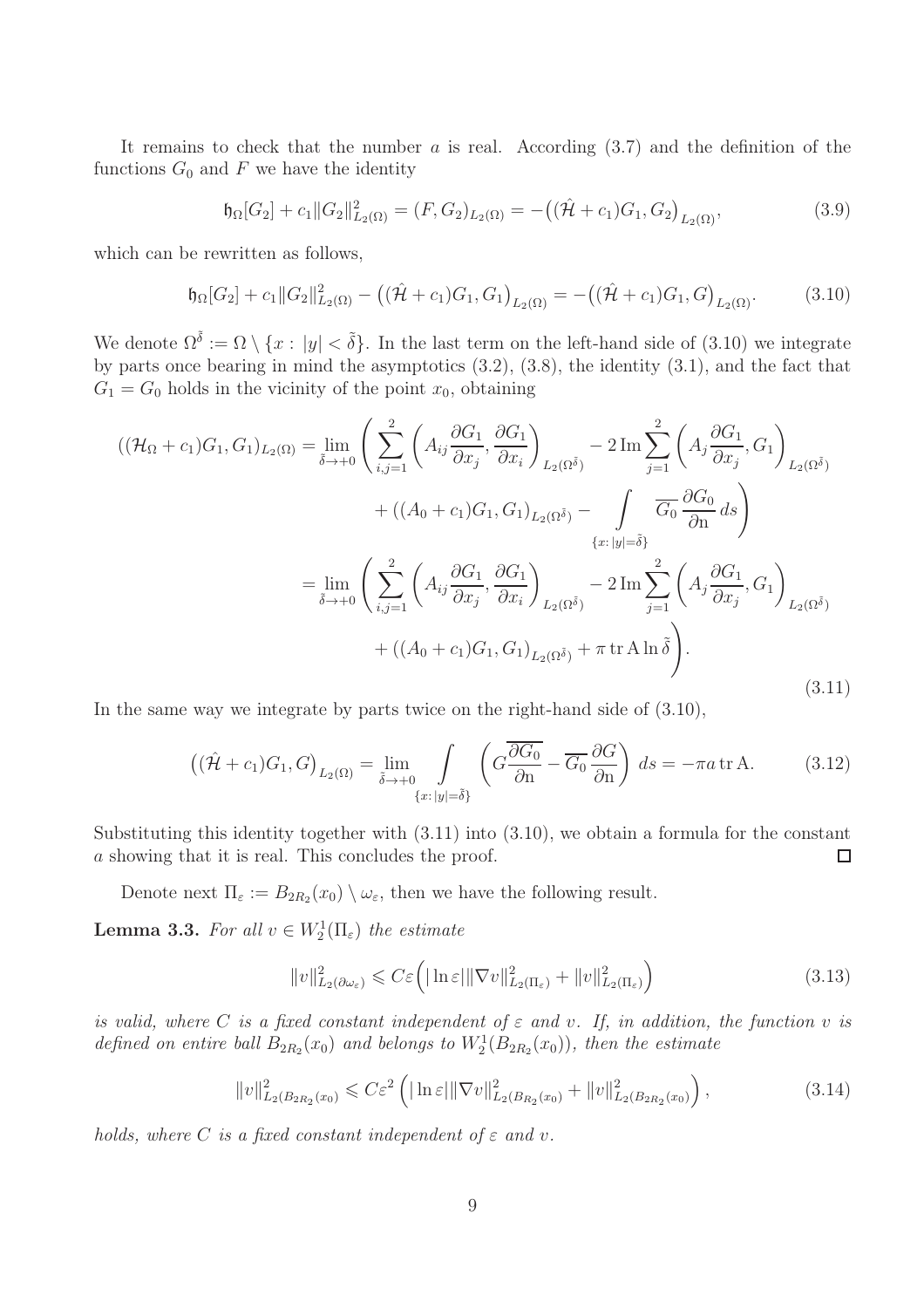It remains to check that the number $a$ is real. According (3.7) and the definition of the functions $G_0$ and $F$ we have the identity

$$\mathfrak{h}_\Omega[G_2] + c_1\|G_2\|^2_{L_2(\Omega)} = (F, G_2)_{L_2(\Omega)} = -\big((\hat{\mathcal{H}} + c_1)G_1, G_2\big)_{L_2(\Omega)}, \tag{3.9}$$

which can be rewritten as follows,

$$\mathfrak{h}_\Omega[G_2] + c_1\|G_2\|^2_{L_2(\Omega)} - \big((\hat{\mathcal{H}} + c_1)G_1, G_1\big)_{L_2(\Omega)} = -\big((\hat{\mathcal{H}} + c_1)G_1, G\big)_{L_2(\Omega)}. \tag{3.10}$$

We denote $\Omega^{\tilde{\delta}} := \Omega \setminus \{x : |y| < \tilde{\delta}\}$. In the last term on the left-hand side of (3.10) we integrate by parts once bearing in mind the asymptotics (3.2), (3.8), the identity (3.1), and the fact that $G_1 = G_0$ holds in the vicinity of the point $x_0$, obtaining

$$\begin{aligned}
((\mathcal{H}_\Omega + c_1)G_1, G_1)_{L_2(\Omega)} = \lim_{\tilde{\delta}\to+0} \Bigg( &\sum_{i,j=1}^{2} \left( A_{ij}\frac{\partial G_1}{\partial x_j}, \frac{\partial G_1}{\partial x_i}\right)_{L_2(\Omega^{\tilde{\delta}})} - 2\,\mathrm{Im} \sum_{j=1}^{2} \left( A_j \frac{\partial G_1}{\partial x_j}, G_1\right)_{L_2(\Omega^{\tilde{\delta}})} \\
&+ ((A_0 + c_1)G_1, G_1)_{L_2(\Omega^{\tilde{\delta}})} - \int\limits_{\{x:\,|y|=\tilde{\delta}\}} \overline{G_0}\,\frac{\partial G_0}{\partial \mathrm{n}}\,ds \Bigg) \\
= \lim_{\tilde{\delta}\to+0} \Bigg( &\sum_{i,j=1}^{2} \left( A_{ij}\frac{\partial G_1}{\partial x_j}, \frac{\partial G_1}{\partial x_i}\right)_{L_2(\Omega^{\tilde{\delta}})} - 2\,\mathrm{Im} \sum_{j=1}^{2} \left( A_j \frac{\partial G_1}{\partial x_j}, G_1\right)_{L_2(\Omega^{\tilde{\delta}})} \\
&+ ((A_0 + c_1)G_1, G_1)_{L_2(\Omega^{\tilde{\delta}})} + \pi\,\mathrm{tr}\,\mathrm{A}\ln\tilde{\delta} \Bigg).
\end{aligned} \tag{3.11}$$

In the same way we integrate by parts twice on the right-hand side of (3.10),

$$\big((\hat{\mathcal{H}} + c_1)G_1, G\big)_{L_2(\Omega)} = \lim_{\tilde{\delta}\to+0} \int\limits_{\{x:\,|y|=\tilde{\delta}\}} \left( G\frac{\overline{\partial G_0}}{\partial \mathrm{n}} - \overline{G_0}\frac{\partial G}{\partial \mathrm{n}} \right) ds = -\pi a\,\mathrm{tr}\,\mathrm{A}. \tag{3.12}$$

Substituting this identity together with (3.11) into (3.10), we obtain a formula for the constant $a$ showing that it is real. This concludes the proof. $\square$

Denote next $\Pi_\varepsilon := B_{2R_2}(x_0) \setminus \omega_\varepsilon$, then we have the following result.

**Lemma 3.3.** *For all $v \in W_2^1(\Pi_\varepsilon)$ the estimate*

$$\|v\|^2_{L_2(\partial\omega_\varepsilon)} \leqslant C\varepsilon\Big( |\ln\varepsilon| \|\nabla v\|^2_{L_2(\Pi_\varepsilon)} + \|v\|^2_{L_2(\Pi_\varepsilon)} \Big) \tag{3.13}$$

*is valid, where $C$ is a fixed constant independent of $\varepsilon$ and $v$. If, in addition, the function $v$ is defined on entire ball $B_{2R_2}(x_0)$ and belongs to $W_2^1(B_{2R_2}(x_0))$, then the estimate*

$$\|v\|^2_{L_2(B_{2R_2}(x_0))} \leqslant C\varepsilon^2\left( |\ln\varepsilon| \|\nabla v\|^2_{L_2(B_{R_2}(x_0))} + \|v\|^2_{L_2(B_{2R_2}(x_0))} \right), \tag{3.14}$$

*holds, where $C$ is a fixed constant independent of $\varepsilon$ and $v$.*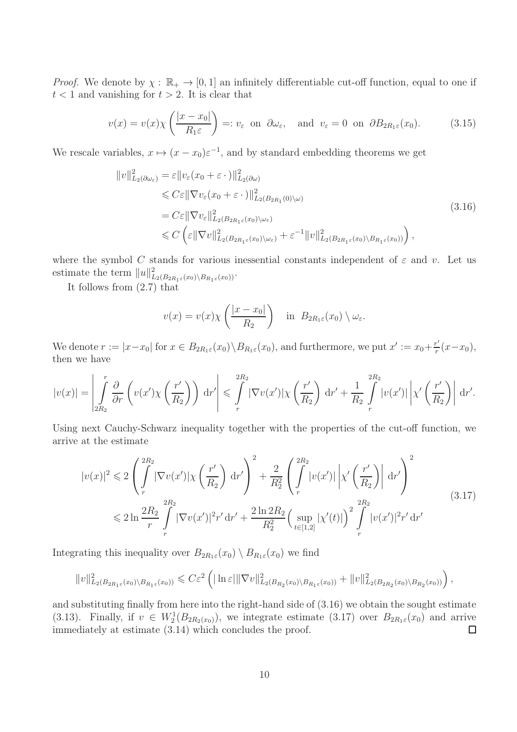*Proof.* We denote by $\chi:\,\mathbb{R}_+\to[0,1]$ an infinitely differentiable cut-off function, equal to one if $t<1$ and vanishing for $t>2$. It is clear that

$$v(x)=v(x)\chi\left(\frac{|x-x_0|}{R_1\varepsilon}\right)=:v_\varepsilon\ \text{ on }\ \partial\omega_\varepsilon,\quad\text{ and }\ v_\varepsilon=0\ \text{ on }\ \partial B_{2R_1\varepsilon}(x_0). \tag{3.15}$$

We rescale variables, $x\mapsto(x-x_0)\varepsilon^{-1}$, and by standard embedding theorems we get

$$\begin{aligned}
\|v\|^2_{L_2(\partial\omega_\varepsilon)}&=\varepsilon\|v_\varepsilon(x_0+\varepsilon\,\cdot)\|^2_{L_2(\partial\omega)}\\
&\leqslant C\varepsilon\|\nabla v_\varepsilon(x_0+\varepsilon\,\cdot)\|^2_{L_2(B_{2R_1}(0)\setminus\omega)}\\
&=C\varepsilon\|\nabla v_\varepsilon\|^2_{L_2(B_{2R_1\varepsilon}(x_0)\setminus\omega_\varepsilon)}\\
&\leqslant C\left(\varepsilon\|\nabla v\|^2_{L_2(B_{2R_1\varepsilon}(x_0)\setminus\omega_\varepsilon)}+\varepsilon^{-1}\|v\|^2_{L_2(B_{2R_1\varepsilon}(x_0)\setminus B_{R_1\varepsilon}(x_0))}\right),
\end{aligned}\tag{3.16}$$

where the symbol $C$ stands for various inessential constants independent of $\varepsilon$ and $v$. Let us estimate the term $\|u\|^2_{L_2(B_{2R_1\varepsilon}(x_0)\setminus B_{R_1\varepsilon}(x_0))}$.

It follows from (2.7) that

$$v(x)=v(x)\chi\left(\frac{|x-x_0|}{R_2}\right)\quad\text{in }\ B_{2R_1\varepsilon}(x_0)\setminus\omega_\varepsilon.$$

We denote $r:=|x-x_0|$ for $x\in B_{2R_1\varepsilon}(x_0)\setminus B_{R_1\varepsilon}(x_0)$, and furthermore, we put $x':=x_0+\frac{r'}{r}(x-x_0)$, then we have

$$|v(x)|=\left|\int\limits_{2R_2}^{r}\frac{\partial}{\partial r}\left(v(x')\chi\left(\frac{r'}{R_2}\right)\right)\,\mathrm{d}r'\right|\leqslant\int\limits_{r}^{2R_2}|\nabla v(x')|\chi\left(\frac{r'}{R_2}\right)\,\mathrm{d}r'+\frac{1}{R_2}\int\limits_{r}^{2R_2}|v(x')|\left|\chi'\left(\frac{r'}{R_2}\right)\right|\,\mathrm{d}r'.$$

Using next Cauchy-Schwarz inequality together with the properties of the cut-off function, we arrive at the estimate

$$\begin{aligned}
|v(x)|^2&\leqslant 2\left(\int\limits_{r}^{2R_2}|\nabla v(x')|\chi\left(\frac{r'}{R_2}\right)\,\mathrm{d}r'\right)^2+\frac{2}{R_2^2}\left(\int\limits_{r}^{2R_2}|v(x')|\left|\chi'\left(\frac{r'}{R_2}\right)\right|\,\mathrm{d}r'\right)^2\\
&\leqslant 2\ln\frac{2R_2}{r}\int\limits_{r}^{2R_2}|\nabla v(x')|^2r'\,\mathrm{d}r'+\frac{2\ln 2R_2}{R_2^2}\Big(\sup_{t\in[1,2]}|\chi'(t)|\Big)^2\int\limits_{r}^{2R_2}|v(x')|^2r'\,\mathrm{d}r'
\end{aligned}\tag{3.17}$$

Integrating this inequality over $B_{2R_1\varepsilon}(x_0)\setminus B_{R_1\varepsilon}(x_0)$ we find

$$\|v\|^2_{L_2(B_{2R_1\varepsilon}(x_0)\setminus B_{R_1\varepsilon}(x_0))}\leqslant C\varepsilon^2\left(|\ln\varepsilon|\|\nabla v\|^2_{L_2(B_{R_2}(x_0)\setminus B_{R_1\varepsilon}(x_0))}+\|v\|^2_{L_2(B_{2R_2}(x_0)\setminus B_{R_2}(x_0))}\right),$$

and substituting finally from here into the right-hand side of (3.16) we obtain the sought estimate (3.13). Finally, if $v\in W_2^1(B_{2R_2(x_0)})$, we integrate estimate (3.17) over $B_{2R_1\varepsilon}(x_0)$ and arrive immediately at estimate (3.14) which concludes the proof. ∎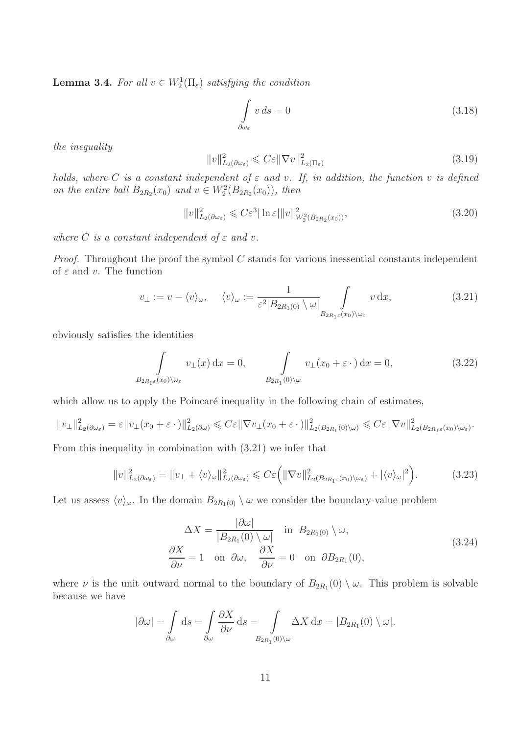**Lemma 3.4.** *For all $v \in W_2^1(\Pi_\varepsilon)$ satisfying the condition*

$$\int\limits_{\partial\omega_\varepsilon} v\, ds = 0 \tag{3.18}$$

*the inequality*

$$\|v\|^2_{L_2(\partial\omega_\varepsilon)} \leqslant C\varepsilon \|\nabla v\|^2_{L_2(\Pi_\varepsilon)} \tag{3.19}$$

*holds, where $C$ is a constant independent of $\varepsilon$ and $v$. If, in addition, the function $v$ is defined on the entire ball $B_{2R_2}(x_0)$ and $v \in W_2^2(B_{2R_2}(x_0))$, then*

$$\|v\|^2_{L_2(\partial\omega_\varepsilon)} \leqslant C\varepsilon^3 |\ln\varepsilon| \|v\|^2_{W_2^2(B_{2R_2}(x_0))}, \tag{3.20}$$

*where $C$ is a constant independent of $\varepsilon$ and $v$.*

*Proof.* Throughout the proof the symbol $C$ stands for various inessential constants independent of $\varepsilon$ and $v$. The function

$$v_\perp := v - \langle v\rangle_\omega, \quad \langle v\rangle_\omega := \frac{1}{\varepsilon^2 |B_{2R_1(0)} \setminus \omega|} \int\limits_{B_{2R_1\varepsilon}(x_0)\setminus\omega_\varepsilon} v\, \mathrm{d}x, \tag{3.21}$$

obviously satisfies the identities

$$\int\limits_{B_{2R_1\varepsilon}(x_0)\setminus\omega_\varepsilon} v_\perp(x)\, \mathrm{d}x = 0, \qquad \int\limits_{B_{2R_1}(0)\setminus\omega} v_\perp(x_0 + \varepsilon\,\cdot\,)\, \mathrm{d}x = 0, \tag{3.22}$$

which allow us to apply the Poincaré inequality in the following chain of estimates,

$$\|v_\perp\|^2_{L_2(\partial\omega_\varepsilon)} = \varepsilon \|v_\perp(x_0+\varepsilon\,\cdot\,)\|^2_{L_2(\partial\omega)} \leqslant C\varepsilon \|\nabla v_\perp(x_0+\varepsilon\,\cdot\,)\|^2_{L_2(B_{2R_1}(0)\setminus\omega)} \leqslant C\varepsilon \|\nabla v\|^2_{L_2(B_{2R_1\varepsilon}(x_0)\setminus\omega_\varepsilon)}.$$

From this inequality in combination with (3.21) we infer that

$$\|v\|^2_{L_2(\partial\omega_\varepsilon)} = \|v_\perp + \langle v\rangle_\omega\|^2_{L_2(\partial\omega_\varepsilon)} \leqslant C\varepsilon \Big( \|\nabla v\|^2_{L_2(B_{2R_1\varepsilon}(x_0)\setminus\omega_\varepsilon)} + |\langle v\rangle_\omega|^2 \Big). \tag{3.23}$$

Let us assess $\langle v\rangle_\omega$. In the domain $B_{2R_1(0)} \setminus \omega$ we consider the boundary-value problem

$$\begin{gathered} \Delta X = \frac{|\partial\omega|}{|B_{2R_1}(0)\setminus\omega|} \quad \text{in } B_{2R_1(0)} \setminus \omega, \\ \frac{\partial X}{\partial\nu} = 1 \quad \text{on } \partial\omega, \quad \frac{\partial X}{\partial\nu} = 0 \quad \text{on } \partial B_{2R_1}(0), \end{gathered} \tag{3.24}$$

where $\nu$ is the unit outward normal to the boundary of $B_{2R_1}(0) \setminus \omega$. This problem is solvable because we have

$$|\partial\omega| = \int\limits_{\partial\omega} \mathrm{d}s = \int\limits_{\partial\omega} \frac{\partial X}{\partial\nu}\, \mathrm{d}s = \int\limits_{B_{2R_1}(0)\setminus\omega} \Delta X\, \mathrm{d}x = |B_{2R_1}(0)\setminus\omega|.$$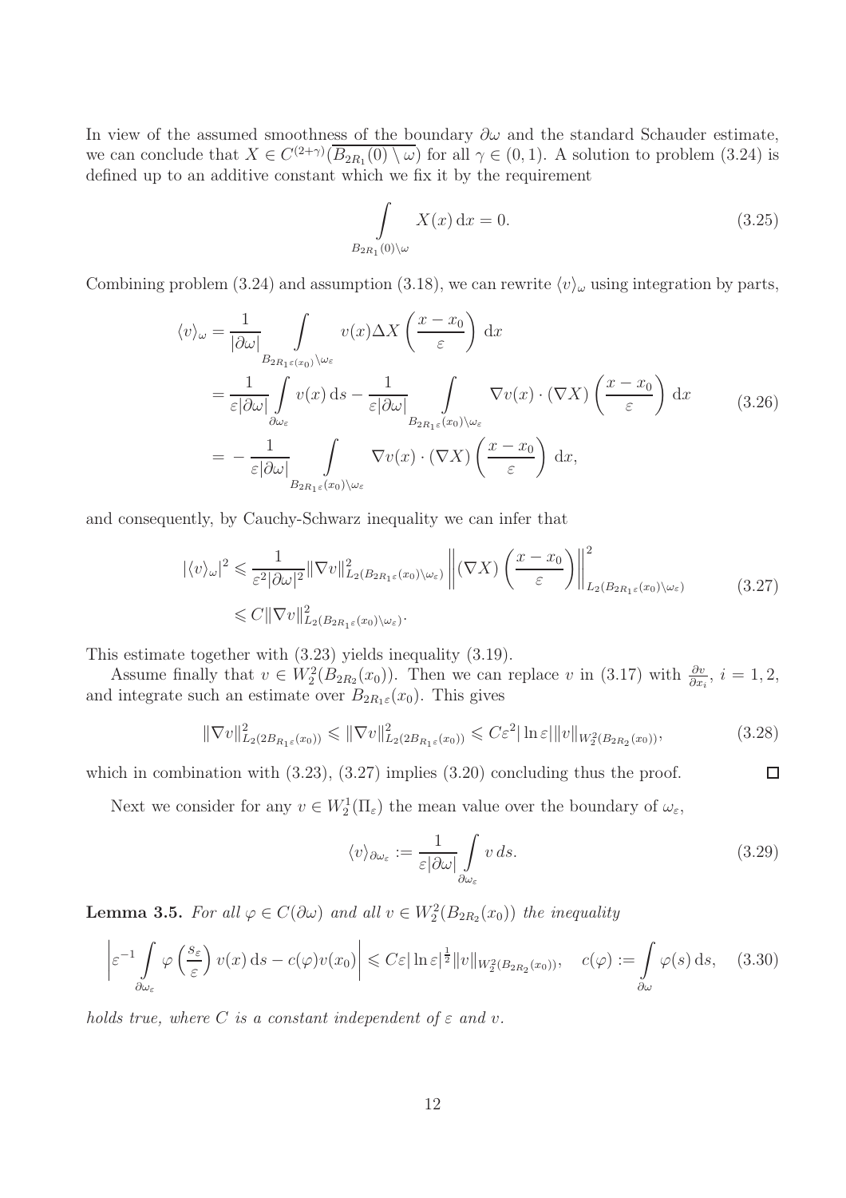In view of the assumed smoothness of the boundary $\partial\omega$ and the standard Schauder estimate, we can conclude that $X \in C^{(2+\gamma)}(\overline{B_{2R_1}(0) \setminus \omega})$ for all $\gamma \in (0,1)$. A solution to problem (3.24) is defined up to an additive constant which we fix it by the requirement

$$\int\limits_{B_{2R_1}(0)\setminus\omega} X(x)\,\mathrm{d}x = 0. \tag{3.25}$$

Combining problem (3.24) and assumption (3.18), we can rewrite $\langle v\rangle_\omega$ using integration by parts,

$$\begin{aligned}
\langle v\rangle_\omega &= \frac{1}{|\partial\omega|}\int\limits_{B_{2R_1\varepsilon}(x_0)\setminus\omega_\varepsilon} v(x)\Delta X\left(\frac{x-x_0}{\varepsilon}\right)\mathrm{d}x \\
&= \frac{1}{\varepsilon|\partial\omega|}\int\limits_{\partial\omega_\varepsilon} v(x)\,\mathrm{d}s - \frac{1}{\varepsilon|\partial\omega|}\int\limits_{B_{2R_1\varepsilon}(x_0)\setminus\omega_\varepsilon} \nabla v(x)\cdot(\nabla X)\left(\frac{x-x_0}{\varepsilon}\right)\mathrm{d}x \\
&= -\frac{1}{\varepsilon|\partial\omega|}\int\limits_{B_{2R_1\varepsilon}(x_0)\setminus\omega_\varepsilon} \nabla v(x)\cdot(\nabla X)\left(\frac{x-x_0}{\varepsilon}\right)\mathrm{d}x,
\end{aligned} \tag{3.26}$$

and consequently, by Cauchy-Schwarz inequality we can infer that

$$\begin{aligned}
|\langle v\rangle_\omega|^2 &\leqslant \frac{1}{\varepsilon^2|\partial\omega|^2}\|\nabla v\|^2_{L_2(B_{2R_1\varepsilon}(x_0)\setminus\omega_\varepsilon)}\left\|(\nabla X)\left(\frac{x-x_0}{\varepsilon}\right)\right\|^2_{L_2(B_{2R_1\varepsilon}(x_0)\setminus\omega_\varepsilon)} \\
&\leqslant C\|\nabla v\|^2_{L_2(B_{2R_1\varepsilon}(x_0)\setminus\omega_\varepsilon)}.
\end{aligned} \tag{3.27}$$

This estimate together with (3.23) yields inequality (3.19).

Assume finally that $v \in W_2^2(B_{2R_2}(x_0))$. Then we can replace $v$ in (3.17) with $\frac{\partial v}{\partial x_i}$, $i=1,2$, and integrate such an estimate over $B_{2R_1\varepsilon}(x_0)$. This gives

$$\|\nabla v\|^2_{L_2(2B_{R_1\varepsilon}(x_0))} \leqslant \|\nabla v\|^2_{L_2(2B_{R_1\varepsilon}(x_0))} \leqslant C\varepsilon^2|\ln\varepsilon|\|v\|_{W_2^2(B_{2R_2}(x_0))}, \tag{3.28}$$

which in combination with (3.23), (3.27) implies (3.20) concluding thus the proof. $\square$

Next we consider for any $v \in W_2^1(\Pi_\varepsilon)$ the mean value over the boundary of $\omega_\varepsilon$,

$$\langle v\rangle_{\partial\omega_\varepsilon} := \frac{1}{\varepsilon|\partial\omega|}\int\limits_{\partial\omega_\varepsilon} v\,ds. \tag{3.29}$$

**Lemma 3.5.** *For all $\varphi \in C(\partial\omega)$ and all $v \in W_2^2(B_{2R_2}(x_0))$ the inequality*

$$\left|\varepsilon^{-1}\int\limits_{\partial\omega_\varepsilon}\varphi\left(\frac{s_\varepsilon}{\varepsilon}\right)v(x)\,\mathrm{d}s - c(\varphi)v(x_0)\right| \leqslant C\varepsilon|\ln\varepsilon|^{\frac{1}{2}}\|v\|_{W_2^2(B_{2R_2}(x_0))}, \quad c(\varphi) := \int\limits_{\partial\omega}\varphi(s)\,\mathrm{d}s, \tag{3.30}$$

*holds true, where $C$ is a constant independent of $\varepsilon$ and $v$.*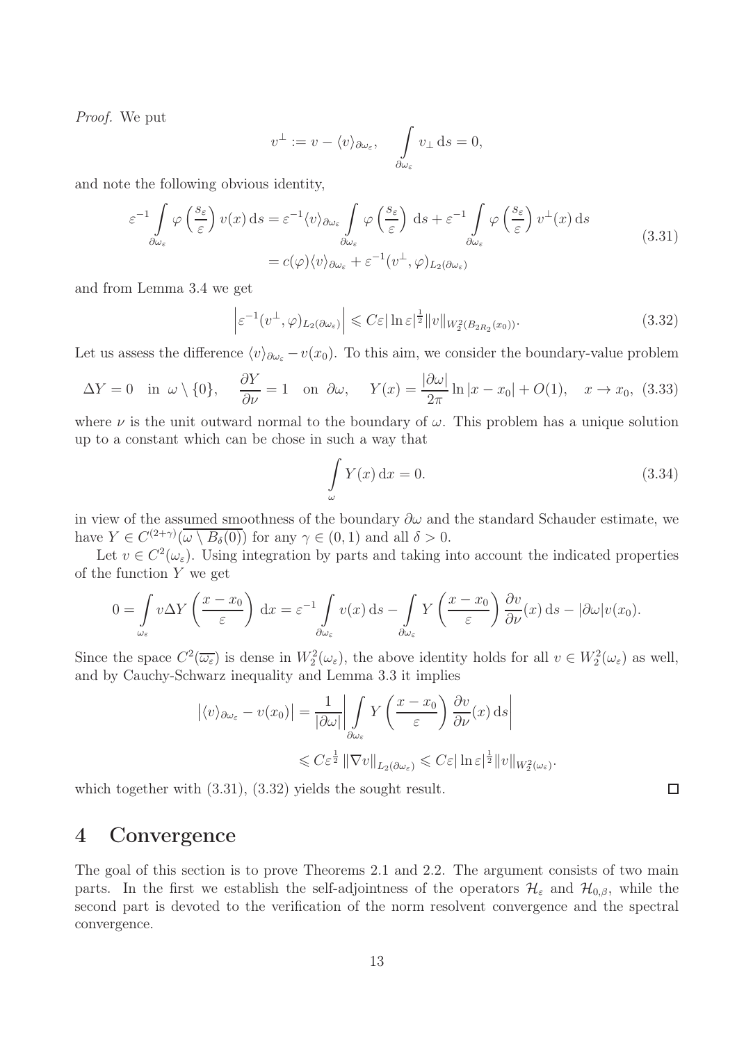*Proof.* We put

$$v^{\perp} := v - \langle v\rangle_{\partial\omega_\varepsilon}, \qquad \int\limits_{\partial\omega_\varepsilon} v_{\perp}\,\mathrm{d}s = 0,$$

and note the following obvious identity,

$$\begin{aligned}
\varepsilon^{-1}\int\limits_{\partial\omega_\varepsilon} \varphi\left(\frac{s_\varepsilon}{\varepsilon}\right) v(x)\,\mathrm{d}s &= \varepsilon^{-1}\langle v\rangle_{\partial\omega_\varepsilon}\int\limits_{\partial\omega_\varepsilon}\varphi\left(\frac{s_\varepsilon}{\varepsilon}\right)\,\mathrm{d}s + \varepsilon^{-1}\int\limits_{\partial\omega_\varepsilon}\varphi\left(\frac{s_\varepsilon}{\varepsilon}\right) v^{\perp}(x)\,\mathrm{d}s \\
&= c(\varphi)\langle v\rangle_{\partial\omega_\varepsilon} + \varepsilon^{-1}(v^{\perp},\varphi)_{L_2(\partial\omega_\varepsilon)}
\end{aligned} \tag{3.31}$$

and from Lemma 3.4 we get

$$\left|\varepsilon^{-1}(v^{\perp},\varphi)_{L_2(\partial\omega_\varepsilon)}\right| \leqslant C\varepsilon|\ln\varepsilon|^{\frac{1}{2}}\|v\|_{W_2^2(B_{2R_2}(x_0))}. \tag{3.32}$$

Let us assess the difference $\langle v\rangle_{\partial\omega_\varepsilon} - v(x_0)$. To this aim, we consider the boundary-value problem

$$\Delta Y = 0 \quad \text{in}\ \omega\setminus\{0\}, \qquad \frac{\partial Y}{\partial\nu} = 1 \quad \text{on}\ \partial\omega, \qquad Y(x) = \frac{|\partial\omega|}{2\pi}\ln|x-x_0| + O(1), \quad x\to x_0, \tag{3.33}$$

where $\nu$ is the unit outward normal to the boundary of $\omega$. This problem has a unique solution up to a constant which can be chose in such a way that

$$\int\limits_{\omega} Y(x)\,\mathrm{d}x = 0. \tag{3.34}$$

in view of the assumed smoothness of the boundary $\partial\omega$ and the standard Schauder estimate, we have $Y \in C^{(2+\gamma)}(\overline{\omega\setminus B_\delta(0)})$ for any $\gamma\in(0,1)$ and all $\delta>0$.

Let $v\in C^2(\omega_\varepsilon)$. Using integration by parts and taking into account the indicated properties of the function $Y$ we get

$$0 = \int\limits_{\omega_\varepsilon} v\Delta Y\left(\frac{x-x_0}{\varepsilon}\right)\,\mathrm{d}x = \varepsilon^{-1}\int\limits_{\partial\omega_\varepsilon} v(x)\,\mathrm{d}s - \int\limits_{\partial\omega_\varepsilon} Y\left(\frac{x-x_0}{\varepsilon}\right)\frac{\partial v}{\partial\nu}(x)\,\mathrm{d}s - |\partial\omega| v(x_0).$$

Since the space $C^2(\overline{\omega_\varepsilon})$ is dense in $W_2^2(\omega_\varepsilon)$, the above identity holds for all $v\in W_2^2(\omega_\varepsilon)$ as well, and by Cauchy-Schwarz inequality and Lemma 3.3 it implies

$$\begin{aligned}
\left|\langle v\rangle_{\partial\omega_\varepsilon} - v(x_0)\right| &= \frac{1}{|\partial\omega|}\left|\int\limits_{\partial\omega_\varepsilon} Y\left(\frac{x-x_0}{\varepsilon}\right)\frac{\partial v}{\partial\nu}(x)\,\mathrm{d}s\right| \\
&\leqslant C\varepsilon^{\frac{1}{2}}\|\nabla v\|_{L_2(\partial\omega_\varepsilon)} \leqslant C\varepsilon|\ln\varepsilon|^{\frac{1}{2}}\|v\|_{W_2^2(\omega_\varepsilon)}.
\end{aligned}$$

which together with (3.31), (3.32) yields the sought result. ∎

# 4 Convergence

The goal of this section is to prove Theorems 2.1 and 2.2. The argument consists of two main parts. In the first we establish the self-adjointness of the operators $\mathcal{H}_\varepsilon$ and $\mathcal{H}_{0,\beta}$, while the second part is devoted to the verification of the norm resolvent convergence and the spectral convergence.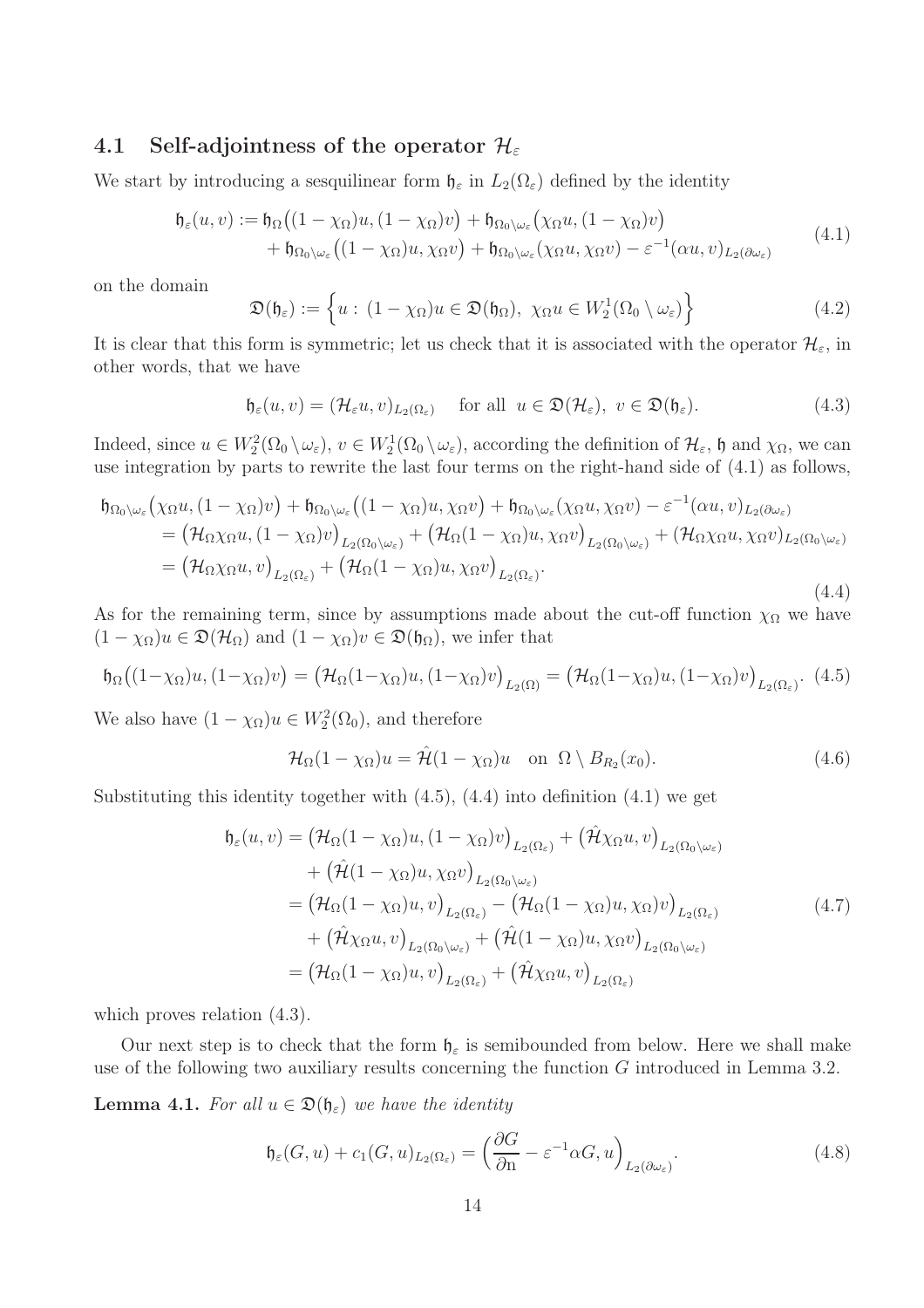### 4.1 Self-adjointness of the operator $\mathcal{H}_\varepsilon$

We start by introducing a sesquilinear form $\mathfrak{h}_\varepsilon$ in $L_2(\Omega_\varepsilon)$ defined by the identity

$$
\begin{aligned}
\mathfrak{h}_\varepsilon(u,v) :=\; & \mathfrak{h}_\Omega\big((1-\chi_\Omega)u,(1-\chi_\Omega)v\big) + \mathfrak{h}_{\Omega_0\setminus\omega_\varepsilon}\big(\chi_\Omega u,(1-\chi_\Omega)v\big) \\
& + \mathfrak{h}_{\Omega_0\setminus\omega_\varepsilon}\big((1-\chi_\Omega)u,\chi_\Omega v\big) + \mathfrak{h}_{\Omega_0\setminus\omega_\varepsilon}(\chi_\Omega u,\chi_\Omega v) - \varepsilon^{-1}(\alpha u,v)_{L_2(\partial\omega_\varepsilon)}
\end{aligned}
\tag{4.1}
$$

on the domain

$$
\mathfrak{D}(\mathfrak{h}_\varepsilon) := \Big\{u:\ (1-\chi_\Omega)u\in\mathfrak{D}(\mathfrak{h}_\Omega),\ \chi_\Omega u\in W_2^1(\Omega_0\setminus\omega_\varepsilon)\Big\}
\tag{4.2}
$$

It is clear that this form is symmetric; let us check that it is associated with the operator $\mathcal{H}_\varepsilon$, in other words, that we have

$$
\mathfrak{h}_\varepsilon(u,v) = (\mathcal{H}_\varepsilon u,v)_{L_2(\Omega_\varepsilon)} \quad \text{for all } \ u\in\mathfrak{D}(\mathcal{H}_\varepsilon),\ v\in\mathfrak{D}(\mathfrak{h}_\varepsilon).
\tag{4.3}
$$

Indeed, since $u\in W_2^2(\Omega_0\setminus\omega_\varepsilon)$, $v\in W_2^1(\Omega_0\setminus\omega_\varepsilon)$, according the definition of $\mathcal{H}_\varepsilon$, $\mathfrak{h}$ and $\chi_\Omega$, we can use integration by parts to rewrite the last four terms on the right-hand side of (4.1) as follows,

$$
\begin{aligned}
&\mathfrak{h}_{\Omega_0\setminus\omega_\varepsilon}\big(\chi_\Omega u,(1-\chi_\Omega)v\big) + \mathfrak{h}_{\Omega_0\setminus\omega_\varepsilon}\big((1-\chi_\Omega)u,\chi_\Omega v\big) + \mathfrak{h}_{\Omega_0\setminus\omega_\varepsilon}(\chi_\Omega u,\chi_\Omega v) - \varepsilon^{-1}(\alpha u,v)_{L_2(\partial\omega_\varepsilon)} \\
&= \big(\mathcal{H}_\Omega\chi_\Omega u,(1-\chi_\Omega)v\big)_{L_2(\Omega_0\setminus\omega_\varepsilon)} + \big(\mathcal{H}_\Omega(1-\chi_\Omega)u,\chi_\Omega v\big)_{L_2(\Omega_0\setminus\omega_\varepsilon)} + (\mathcal{H}_\Omega\chi_\Omega u,\chi_\Omega v)_{L_2(\Omega_0\setminus\omega_\varepsilon)} \\
&= \big(\mathcal{H}_\Omega\chi_\Omega u,v\big)_{L_2(\Omega_\varepsilon)} + \big(\mathcal{H}_\Omega(1-\chi_\Omega)u,\chi_\Omega v\big)_{L_2(\Omega_\varepsilon)}.
\end{aligned}
\tag{4.4}
$$

As for the remaining term, since by assumptions made about the cut-off function $\chi_\Omega$ we have $(1-\chi_\Omega)u\in\mathfrak{D}(\mathcal{H}_\Omega)$ and $(1-\chi_\Omega)v\in\mathfrak{D}(\mathfrak{h}_\Omega)$, we infer that

$$
\mathfrak{h}_\Omega\big((1-\chi_\Omega)u,(1-\chi_\Omega)v\big) = \big(\mathcal{H}_\Omega(1-\chi_\Omega)u,(1-\chi_\Omega)v\big)_{L_2(\Omega)} = \big(\mathcal{H}_\Omega(1-\chi_\Omega)u,(1-\chi_\Omega)v\big)_{L_2(\Omega_\varepsilon)}.
\tag{4.5}
$$

We also have $(1-\chi_\Omega)u\in W_2^2(\Omega_0)$, and therefore

$$
\mathcal{H}_\Omega(1-\chi_\Omega)u = \hat{\mathcal{H}}(1-\chi_\Omega)u \quad \text{on } \ \Omega\setminus B_{R_2}(x_0).
\tag{4.6}
$$

Substituting this identity together with (4.5), (4.4) into definition (4.1) we get

$$
\begin{aligned}
\mathfrak{h}_\varepsilon(u,v) &= \big(\mathcal{H}_\Omega(1-\chi_\Omega)u,(1-\chi_\Omega)v\big)_{L_2(\Omega_\varepsilon)} + \big(\hat{\mathcal{H}}\chi_\Omega u,v\big)_{L_2(\Omega_0\setminus\omega_\varepsilon)} \\
&\quad + \big(\hat{\mathcal{H}}(1-\chi_\Omega)u,\chi_\Omega v\big)_{L_2(\Omega_0\setminus\omega_\varepsilon)} \\
&= \big(\mathcal{H}_\Omega(1-\chi_\Omega)u,v\big)_{L_2(\Omega_\varepsilon)} - \big(\mathcal{H}_\Omega(1-\chi_\Omega)u,\chi_\Omega)v\big)_{L_2(\Omega_\varepsilon)} \\
&\quad + \big(\hat{\mathcal{H}}\chi_\Omega u,v\big)_{L_2(\Omega_0\setminus\omega_\varepsilon)} + \big(\hat{\mathcal{H}}(1-\chi_\Omega)u,\chi_\Omega v\big)_{L_2(\Omega_0\setminus\omega_\varepsilon)} \\
&= \big(\mathcal{H}_\Omega(1-\chi_\Omega)u,v\big)_{L_2(\Omega_\varepsilon)} + \big(\hat{\mathcal{H}}\chi_\Omega u,v\big)_{L_2(\Omega_\varepsilon)}
\end{aligned}
\tag{4.7}
$$

which proves relation (4.3).

Our next step is to check that the form $\mathfrak{h}_\varepsilon$ is semibounded from below. Here we shall make use of the following two auxiliary results concerning the function $G$ introduced in Lemma 3.2.

**Lemma 4.1.** *For all $u\in\mathfrak{D}(\mathfrak{h}_\varepsilon)$ we have the identity*

$$
\mathfrak{h}_\varepsilon(G,u) + c_1(G,u)_{L_2(\Omega_\varepsilon)} = \Big(\frac{\partial G}{\partial \mathrm{n}} - \varepsilon^{-1}\alpha G,u\Big)_{L_2(\partial\omega_\varepsilon)}.
\tag{4.8}
$$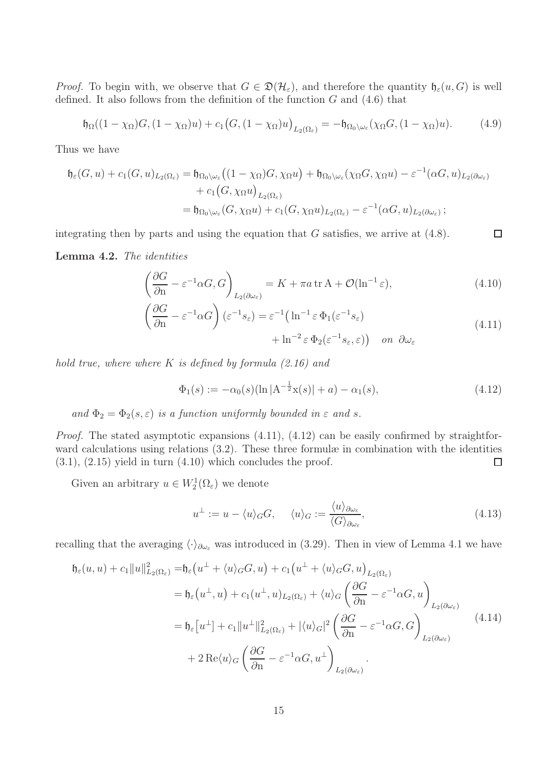*Proof.* To begin with, we observe that $G \in \mathfrak{D}(\mathcal{H}_\varepsilon)$, and therefore the quantity $\mathfrak{h}_\varepsilon(u, G)$ is well defined. It also follows from the definition of the function $G$ and (4.6) that

$$\mathfrak{h}_\Omega((1-\chi_\Omega)G, (1-\chi_\Omega)u) + c_1\big(G, (1-\chi_\Omega)u\big)_{L_2(\Omega_\varepsilon)} = -\mathfrak{h}_{\Omega_0\setminus\omega_\varepsilon}(\chi_\Omega G, (1-\chi_\Omega)u). \tag{4.9}$$

Thus we have

$$\begin{aligned}
\mathfrak{h}_\varepsilon(G, u) + c_1(G, u)_{L_2(\Omega_\varepsilon)} &= \mathfrak{h}_{\Omega_0\setminus\omega_\varepsilon}\big((1-\chi_\Omega)G, \chi_\Omega u\big) + \mathfrak{h}_{\Omega_0\setminus\omega_\varepsilon}(\chi_\Omega G, \chi_\Omega u) - \varepsilon^{-1}(\alpha G, u)_{L_2(\partial\omega_\varepsilon)} \\
&\quad + c_1\big(G, \chi_\Omega u\big)_{L_2(\Omega_\varepsilon)} \\
&= \mathfrak{h}_{\Omega_0\setminus\omega_\varepsilon}(G, \chi_\Omega u) + c_1(G, \chi_\Omega u)_{L_2(\Omega_\varepsilon)} - \varepsilon^{-1}(\alpha G, u)_{L_2(\partial\omega_\varepsilon)}\,;
\end{aligned}$$

integrating then by parts and using the equation that $G$ satisfies, we arrive at (4.8). ∎

**Lemma 4.2.** *The identities*

$$\left(\frac{\partial G}{\partial \mathrm{n}} - \varepsilon^{-1}\alpha G, G\right)_{L_2(\partial\omega_\varepsilon)} = K + \pi a \operatorname{tr} \mathrm{A} + \mathcal{O}(\ln^{-1}\varepsilon), \tag{4.10}$$

$$\begin{aligned}
\left(\frac{\partial G}{\partial \mathrm{n}} - \varepsilon^{-1}\alpha G\right)(\varepsilon^{-1}s_\varepsilon) = \varepsilon^{-1}\big(&\ln^{-1}\varepsilon\, \Phi_1(\varepsilon^{-1}s_\varepsilon) \\
&+ \ln^{-2}\varepsilon\, \Phi_2(\varepsilon^{-1}s_\varepsilon, \varepsilon)\big) \quad \text{on } \partial\omega_\varepsilon
\end{aligned} \tag{4.11}$$

*hold true, where where $K$ is defined by formula (2.16) and*

$$\Phi_1(s) := -\alpha_0(s)(\ln|\mathrm{A}^{-\frac{1}{2}}\mathrm{x}(s)| + a) - \alpha_1(s), \tag{4.12}$$

*and $\Phi_2 = \Phi_2(s, \varepsilon)$ is a function uniformly bounded in $\varepsilon$ and $s$.*

*Proof.* The stated asymptotic expansions (4.11), (4.12) can be easily confirmed by straightforward calculations using relations (3.2). These three formulæ in combination with the identities (3.1), (2.15) yield in turn (4.10) which concludes the proof. ∎

Given an arbitrary $u \in W_2^1(\Omega_\varepsilon)$ we denote

$$u^\perp := u - \langle u\rangle_G G, \qquad \langle u\rangle_G := \frac{\langle u\rangle_{\partial\omega_\varepsilon}}{\langle G\rangle_{\partial\omega_\varepsilon}}, \tag{4.13}$$

recalling that the averaging $\langle\cdot\rangle_{\partial\omega_\varepsilon}$ was introduced in (3.29). Then in view of Lemma 4.1 we have

$$\begin{aligned}
\mathfrak{h}_\varepsilon(u, u) + c_1\|u\|^2_{L_2(\Omega_\varepsilon)} &= \mathfrak{h}_\varepsilon\big(u^\perp + \langle u\rangle_G G, u\big) + c_1\big(u^\perp + \langle u\rangle_G G, u\big)_{L_2(\Omega_\varepsilon)} \\
&= \mathfrak{h}_\varepsilon\big(u^\perp, u\big) + c_1(u^\perp, u)_{L_2(\Omega_\varepsilon)} + \langle u\rangle_G\left(\frac{\partial G}{\partial \mathrm{n}} - \varepsilon^{-1}\alpha G, u\right)_{L_2(\partial\omega_\varepsilon)} \\
&= \mathfrak{h}_\varepsilon\big[u^\perp\big] + c_1\|u^\perp\|^2_{L_2(\Omega_\varepsilon)} + |\langle u\rangle_G|^2\left(\frac{\partial G}{\partial \mathrm{n}} - \varepsilon^{-1}\alpha G, G\right)_{L_2(\partial\omega_\varepsilon)} \\
&\quad + 2\operatorname{Re}\langle u\rangle_G\left(\frac{\partial G}{\partial \mathrm{n}} - \varepsilon^{-1}\alpha G, u^\perp\right)_{L_2(\partial\omega_\varepsilon)}.
\end{aligned} \tag{4.14}$$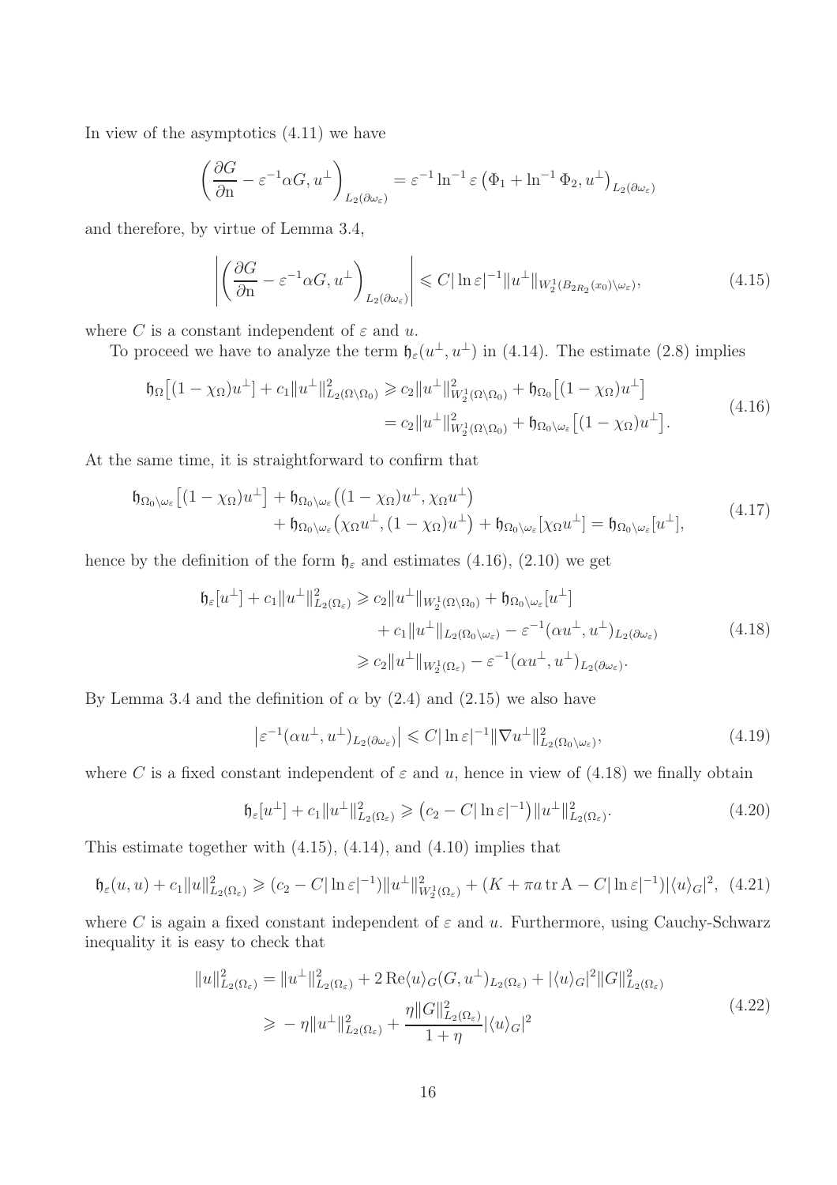In view of the asymptotics (4.11) we have

$$\left(\frac{\partial G}{\partial \mathrm{n}} - \varepsilon^{-1}\alpha G, u^\perp\right)_{L_2(\partial\omega_\varepsilon)} = \varepsilon^{-1}\ln^{-1}\varepsilon\left(\Phi_1 + \ln^{-1}\Phi_2, u^\perp\right)_{L_2(\partial\omega_\varepsilon)}$$

and therefore, by virtue of Lemma 3.4,

$$\left|\left(\frac{\partial G}{\partial \mathrm{n}} - \varepsilon^{-1}\alpha G, u^\perp\right)_{L_2(\partial\omega_\varepsilon)}\right| \leqslant C|\ln\varepsilon|^{-1}\|u^\perp\|_{W_2^1(B_{2R_2}(x_0)\setminus\omega_\varepsilon)}, \tag{4.15}$$

where $C$ is a constant independent of $\varepsilon$ and $u$.

To proceed we have to analyze the term $\mathfrak{h}_\varepsilon(u^\perp, u^\perp)$ in (4.14). The estimate (2.8) implies

$$\begin{aligned}\mathfrak{h}_\Omega\big[(1-\chi_\Omega)u^\perp\big] + c_1\|u^\perp\|^2_{L_2(\Omega\setminus\Omega_0)} &\geqslant c_2\|u^\perp\|^2_{W_2^1(\Omega\setminus\Omega_0)} + \mathfrak{h}_{\Omega_0}\big[(1-\chi_\Omega)u^\perp\big] \\ &= c_2\|u^\perp\|^2_{W_2^1(\Omega\setminus\Omega_0)} + \mathfrak{h}_{\Omega_0\setminus\omega_\varepsilon}\big[(1-\chi_\Omega)u^\perp\big].\end{aligned} \tag{4.16}$$

At the same time, it is straightforward to confirm that

$$\begin{aligned}\mathfrak{h}_{\Omega_0\setminus\omega_\varepsilon}\big[(1-\chi_\Omega)u^\perp\big] &+ \mathfrak{h}_{\Omega_0\setminus\omega_\varepsilon}\big((1-\chi_\Omega)u^\perp, \chi_\Omega u^\perp\big) \\ &+ \mathfrak{h}_{\Omega_0\setminus\omega_\varepsilon}\big(\chi_\Omega u^\perp, (1-\chi_\Omega)u^\perp\big) + \mathfrak{h}_{\Omega_0\setminus\omega_\varepsilon}[\chi_\Omega u^\perp] = \mathfrak{h}_{\Omega_0\setminus\omega_\varepsilon}[u^\perp],\end{aligned} \tag{4.17}$$

hence by the definition of the form $\mathfrak{h}_\varepsilon$ and estimates (4.16), (2.10) we get

$$\begin{aligned}\mathfrak{h}_\varepsilon[u^\perp] + c_1\|u^\perp\|^2_{L_2(\Omega_\varepsilon)} &\geqslant c_2\|u^\perp\|_{W_2^1(\Omega\setminus\Omega_0)} + \mathfrak{h}_{\Omega_0\setminus\omega_\varepsilon}[u^\perp] \\ &\quad + c_1\|u^\perp\|_{L_2(\Omega_0\setminus\omega_\varepsilon)} - \varepsilon^{-1}(\alpha u^\perp, u^\perp)_{L_2(\partial\omega_\varepsilon)} \\ &\geqslant c_2\|u^\perp\|_{W_2^1(\Omega_\varepsilon)} - \varepsilon^{-1}(\alpha u^\perp, u^\perp)_{L_2(\partial\omega_\varepsilon)}.\end{aligned} \tag{4.18}$$

By Lemma 3.4 and the definition of $\alpha$ by (2.4) and (2.15) we also have

$$\big|\varepsilon^{-1}(\alpha u^\perp, u^\perp)_{L_2(\partial\omega_\varepsilon)}\big| \leqslant C|\ln\varepsilon|^{-1}\|\nabla u^\perp\|^2_{L_2(\Omega_0\setminus\omega_\varepsilon)}, \tag{4.19}$$

where $C$ is a fixed constant independent of $\varepsilon$ and $u$, hence in view of (4.18) we finally obtain

$$\mathfrak{h}_\varepsilon[u^\perp] + c_1\|u^\perp\|^2_{L_2(\Omega_\varepsilon)} \geqslant \big(c_2 - C|\ln\varepsilon|^{-1}\big)\|u^\perp\|^2_{L_2(\Omega_\varepsilon)}. \tag{4.20}$$

This estimate together with (4.15), (4.14), and (4.10) implies that

$$\mathfrak{h}_\varepsilon(u,u) + c_1\|u\|^2_{L_2(\Omega_\varepsilon)} \geqslant (c_2 - C|\ln\varepsilon|^{-1})\|u^\perp\|^2_{W_2^1(\Omega_\varepsilon)} + (K + \pi a \operatorname{tr}\mathrm{A} - C|\ln\varepsilon|^{-1})|\langle u\rangle_G|^2, \tag{4.21}$$

where $C$ is again a fixed constant independent of $\varepsilon$ and $u$. Furthermore, using Cauchy-Schwarz inequality it is easy to check that

$$\begin{aligned}\|u\|^2_{L_2(\Omega_\varepsilon)} &= \|u^\perp\|^2_{L_2(\Omega_\varepsilon)} + 2\operatorname{Re}\langle u\rangle_G(G, u^\perp)_{L_2(\Omega_\varepsilon)} + |\langle u\rangle_G|^2\|G\|^2_{L_2(\Omega_\varepsilon)} \\ &\geqslant -\eta\|u^\perp\|^2_{L_2(\Omega_\varepsilon)} + \frac{\eta\|G\|^2_{L_2(\Omega_\varepsilon)}}{1+\eta}|\langle u\rangle_G|^2\end{aligned} \tag{4.22}$$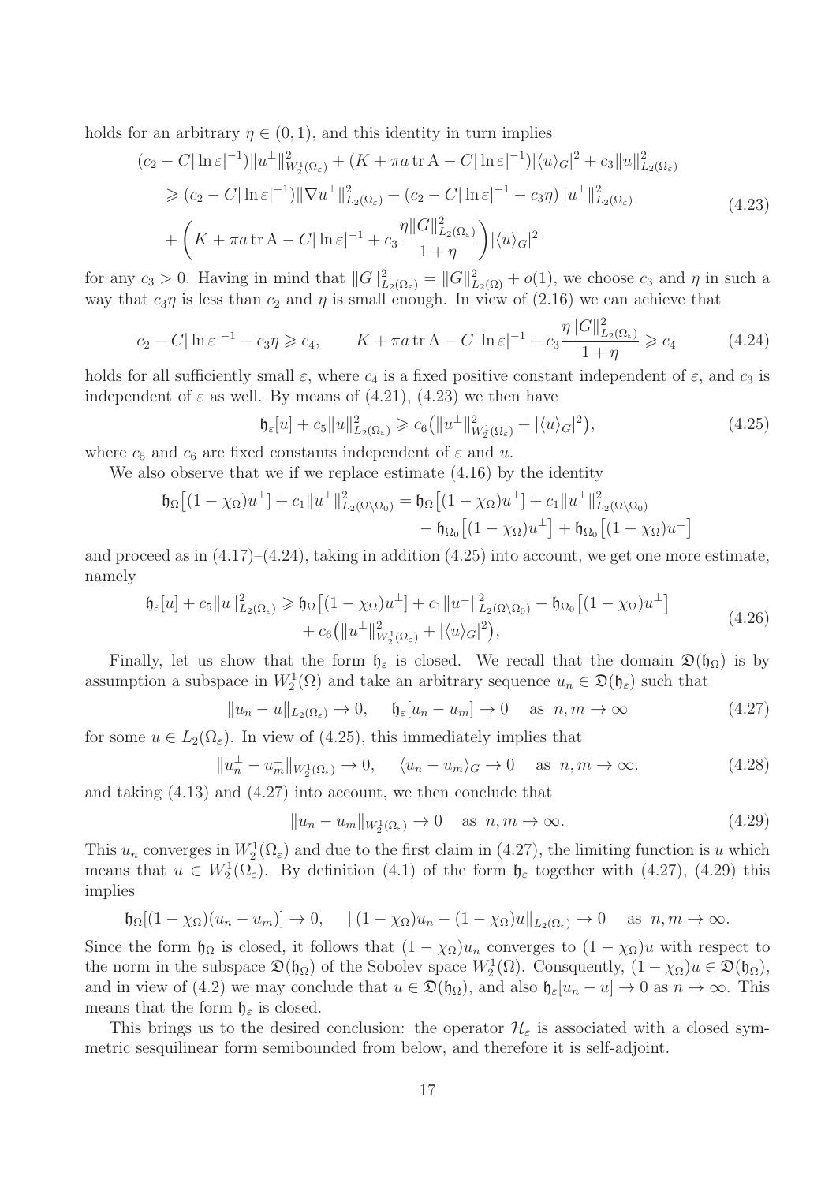holds for an arbitrary $\eta \in (0,1)$, and this identity in turn implies

$$
\begin{aligned}
(c_2 - C|\ln\varepsilon|^{-1})\|u^\perp\|^2_{W_2^1(\Omega_\varepsilon)} &+ (K + \pi a \operatorname{tr} \mathrm{A} - C|\ln\varepsilon|^{-1})|\langle u\rangle_G|^2 + c_3\|u\|^2_{L_2(\Omega_\varepsilon)} \\
&\geqslant (c_2 - C|\ln\varepsilon|^{-1})\|\nabla u^\perp\|^2_{L_2(\Omega_\varepsilon)} + (c_2 - C|\ln\varepsilon|^{-1} - c_3\eta)\|u^\perp\|^2_{L_2(\Omega_\varepsilon)} \\
&+ \left(K + \pi a \operatorname{tr}\mathrm{A} - C|\ln\varepsilon|^{-1} + c_3\frac{\eta\|G\|^2_{L_2(\Omega_\varepsilon)}}{1+\eta}\right)|\langle u\rangle_G|^2
\end{aligned}
\tag{4.23}
$$

for any $c_3 > 0$. Having in mind that $\|G\|^2_{L_2(\Omega_\varepsilon)} = \|G\|^2_{L_2(\Omega)} + o(1)$, we choose $c_3$ and $\eta$ in such a way that $c_3\eta$ is less than $c_2$ and $\eta$ is small enough. In view of (2.16) we can achieve that

$$
c_2 - C|\ln\varepsilon|^{-1} - c_3\eta \geqslant c_4, \qquad K + \pi a \operatorname{tr}\mathrm{A} - C|\ln\varepsilon|^{-1} + c_3\frac{\eta\|G\|^2_{L_2(\Omega_\varepsilon)}}{1+\eta} \geqslant c_4 \tag{4.24}
$$

holds for all sufficiently small $\varepsilon$, where $c_4$ is a fixed positive constant independent of $\varepsilon$, and $c_3$ is independent of $\varepsilon$ as well. By means of (4.21), (4.23) we then have

$$
\mathfrak{h}_\varepsilon[u] + c_5\|u\|^2_{L_2(\Omega_\varepsilon)} \geqslant c_6\big(\|u^\perp\|^2_{W_2^1(\Omega_\varepsilon)} + |\langle u\rangle_G|^2\big), \tag{4.25}
$$

where $c_5$ and $c_6$ are fixed constants independent of $\varepsilon$ and $u$.

We also observe that we if we replace estimate (4.16) by the identity

$$
\begin{aligned}
\mathfrak{h}_\Omega\big[(1-\chi_\Omega)u^\perp\big] + c_1\|u^\perp\|^2_{L_2(\Omega\setminus\Omega_0)} = \mathfrak{h}_\Omega\big[(1-\chi_\Omega)u^\perp\big] &+ c_1\|u^\perp\|^2_{L_2(\Omega\setminus\Omega_0)} \\
&- \mathfrak{h}_{\Omega_0}\big[(1-\chi_\Omega)u^\perp\big] + \mathfrak{h}_{\Omega_0}\big[(1-\chi_\Omega)u^\perp\big]
\end{aligned}
$$

and proceed as in (4.17)–(4.24), taking in addition (4.25) into account, we get one more estimate, namely

$$
\begin{aligned}
\mathfrak{h}_\varepsilon[u] + c_5\|u\|^2_{L_2(\Omega_\varepsilon)} \geqslant \mathfrak{h}_\Omega\big[(1-\chi_\Omega)u^\perp\big] &+ c_1\|u^\perp\|^2_{L_2(\Omega\setminus\Omega_0)} - \mathfrak{h}_{\Omega_0}\big[(1-\chi_\Omega)u^\perp\big] \\
&+ c_6\big(\|u^\perp\|^2_{W_2^1(\Omega_\varepsilon)} + |\langle u\rangle_G|^2\big),
\end{aligned}
\tag{4.26}
$$

Finally, let us show that the form $\mathfrak{h}_\varepsilon$ is closed. We recall that the domain $\mathfrak{D}(\mathfrak{h}_\Omega)$ is by assumption a subspace in $W_2^1(\Omega)$ and take an arbitrary sequence $u_n \in \mathfrak{D}(\mathfrak{h}_\varepsilon)$ such that

$$
\|u_n - u\|_{L_2(\Omega_\varepsilon)} \to 0, \quad \mathfrak{h}_\varepsilon[u_n - u_m] \to 0 \quad \text{as } n,m\to\infty \tag{4.27}
$$

for some $u \in L_2(\Omega_\varepsilon)$. In view of (4.25), this immediately implies that

$$
\|u_n^\perp - u_m^\perp\|_{W_2^1(\Omega_\varepsilon)} \to 0, \quad \langle u_n - u_m\rangle_G \to 0 \quad \text{as } n,m\to\infty. \tag{4.28}
$$

and taking (4.13) and (4.27) into account, we then conclude that

$$
\|u_n - u_m\|_{W_2^1(\Omega_\varepsilon)} \to 0 \quad \text{as } n,m\to\infty. \tag{4.29}
$$

This $u_n$ converges in $W_2^1(\Omega_\varepsilon)$ and due to the first claim in (4.27), the limiting function is $u$ which means that $u \in W_2^1(\Omega_\varepsilon)$. By definition (4.1) of the form $\mathfrak{h}_\varepsilon$ together with (4.27), (4.29) this implies

$$
\mathfrak{h}_\Omega[(1-\chi_\Omega)(u_n - u_m)] \to 0, \quad \|(1-\chi_\Omega)u_n - (1-\chi_\Omega)u\|_{L_2(\Omega_\varepsilon)} \to 0 \quad \text{as } n,m\to\infty.
$$

Since the form $\mathfrak{h}_\Omega$ is closed, it follows that $(1-\chi_\Omega)u_n$ converges to $(1-\chi_\Omega)u$ with respect to the norm in the subspace $\mathfrak{D}(\mathfrak{h}_\Omega)$ of the Sobolev space $W_2^1(\Omega)$. Consquently, $(1-\chi_\Omega)u \in \mathfrak{D}(\mathfrak{h}_\Omega)$, and in view of (4.2) we may conclude that $u \in \mathfrak{D}(\mathfrak{h}_\Omega)$, and also $\mathfrak{h}_\varepsilon[u_n - u] \to 0$ as $n\to\infty$. This means that the form $\mathfrak{h}_\varepsilon$ is closed.

This brings us to the desired conclusion: the operator $\mathcal{H}_\varepsilon$ is associated with a closed symmetric sesquilinear form semibounded from below, and therefore it is self-adjoint.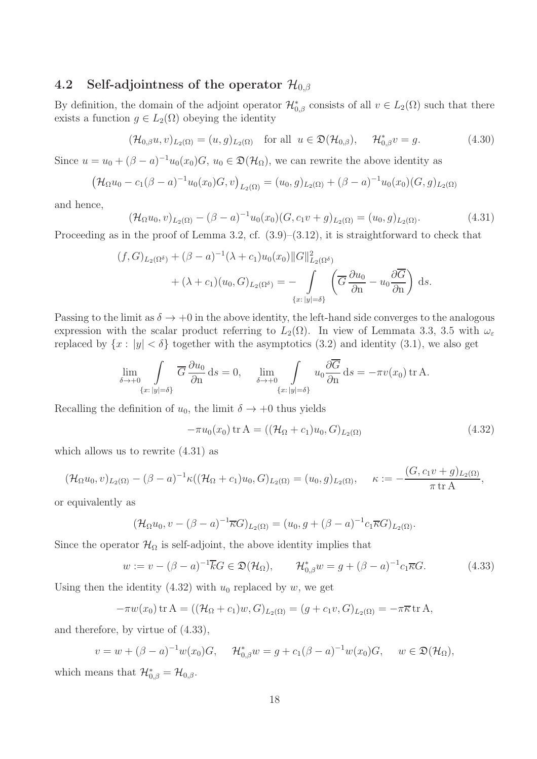### 4.2 Self-adjointness of the operator $\mathcal{H}_{0,\beta}$

By definition, the domain of the adjoint operator $\mathcal{H}_{0,\beta}^*$ consists of all $v \in L_2(\Omega)$ such that there exists a function $g \in L_2(\Omega)$ obeying the identity

$$(\mathcal{H}_{0,\beta} u, v)_{L_2(\Omega)} = (u, g)_{L_2(\Omega)} \quad \text{for all } u \in \mathfrak{D}(\mathcal{H}_{0,\beta}), \qquad \mathcal{H}_{0,\beta}^* v = g. \tag{4.30}$$

Since $u = u_0 + (\beta - a)^{-1} u_0(x_0) G$, $u_0 \in \mathfrak{D}(\mathcal{H}_\Omega)$, we can rewrite the above identity as

$$\big(\mathcal{H}_\Omega u_0 - c_1(\beta - a)^{-1} u_0(x_0) G, v\big)_{L_2(\Omega)} = (u_0, g)_{L_2(\Omega)} + (\beta - a)^{-1} u_0(x_0) (G, g)_{L_2(\Omega)}$$

and hence,

$$(\mathcal{H}_\Omega u_0, v)_{L_2(\Omega)} - (\beta - a)^{-1} u_0(x_0) (G, c_1 v + g)_{L_2(\Omega)} = (u_0, g)_{L_2(\Omega)}. \tag{4.31}$$

Proceeding as in the proof of Lemma 3.2, cf. (3.9)–(3.12), it is straightforward to check that

$$\begin{aligned}(f, G)_{L_2(\Omega^\delta)} + (\beta - a)^{-1} (\lambda + c_1) u_0(x_0) \|G\|^2_{L_2(\Omega^\delta)} \\ + (\lambda + c_1)(u_0, G)_{L_2(\Omega^\delta)} = - \int\limits_{\{x:\, |y| = \delta\}} \left( \overline{G} \frac{\partial u_0}{\partial \mathrm{n}} - u_0 \frac{\partial \overline{G}}{\partial \mathrm{n}} \right) \, \mathrm{d}s.\end{aligned}$$

Passing to the limit as $\delta \to +0$ in the above identity, the left-hand side converges to the analogous expression with the scalar product referring to $L_2(\Omega)$. In view of Lemmata 3.3, 3.5 with $\omega_\varepsilon$ replaced by $\{x : |y| < \delta\}$ together with the asymptotics (3.2) and identity (3.1), we also get

$$\lim_{\delta \to +0} \int\limits_{\{x:\, |y| = \delta\}} \overline{G} \frac{\partial u_0}{\partial \mathrm{n}} \, \mathrm{d}s = 0, \qquad \lim_{\delta \to +0} \int\limits_{\{x:\, |y| = \delta\}} u_0 \frac{\partial \overline{G}}{\partial \mathrm{n}} \, \mathrm{d}s = -\pi v(x_0) \operatorname{tr} \mathrm{A}.$$

Recalling the definition of $u_0$, the limit $\delta \to +0$ thus yields

$$-\pi u_0(x_0) \operatorname{tr} \mathrm{A} = ((\mathcal{H}_\Omega + c_1) u_0, G)_{L_2(\Omega)} \tag{4.32}$$

which allows us to rewrite (4.31) as

$$(\mathcal{H}_\Omega u_0, v)_{L_2(\Omega)} - (\beta - a)^{-1} \kappa ((\mathcal{H}_\Omega + c_1) u_0, G)_{L_2(\Omega)} = (u_0, g)_{L_2(\Omega)}, \qquad \kappa := -\frac{(G, c_1 v + g)_{L_2(\Omega)}}{\pi \operatorname{tr} \mathrm{A}},$$

or equivalently as

$$(\mathcal{H}_\Omega u_0, v - (\beta - a)^{-1} \overline{\kappa} G)_{L_2(\Omega)} = (u_0, g + (\beta - a)^{-1} c_1 \overline{\kappa} G)_{L_2(\Omega)}.$$

Since the operator $\mathcal{H}_\Omega$ is self-adjoint, the above identity implies that

$$w := v - (\beta - a)^{-1} \overline{k} G \in \mathfrak{D}(\mathcal{H}_\Omega), \qquad \mathcal{H}_{0,\beta}^* w = g + (\beta - a)^{-1} c_1 \overline{\kappa} G. \tag{4.33}$$

Using then the identity (4.32) with $u_0$ replaced by $w$, we get

$$-\pi w(x_0) \operatorname{tr} \mathrm{A} = ((\mathcal{H}_\Omega + c_1) w, G)_{L_2(\Omega)} = (g + c_1 v, G)_{L_2(\Omega)} = -\pi \overline{\kappa} \operatorname{tr} \mathrm{A},$$

and therefore, by virtue of (4.33),

$$v = w + (\beta - a)^{-1} w(x_0) G, \qquad \mathcal{H}_{0,\beta}^* w = g + c_1 (\beta - a)^{-1} w(x_0) G, \qquad w \in \mathfrak{D}(\mathcal{H}_\Omega),$$

which means that $\mathcal{H}_{0,\beta}^* = \mathcal{H}_{0,\beta}$.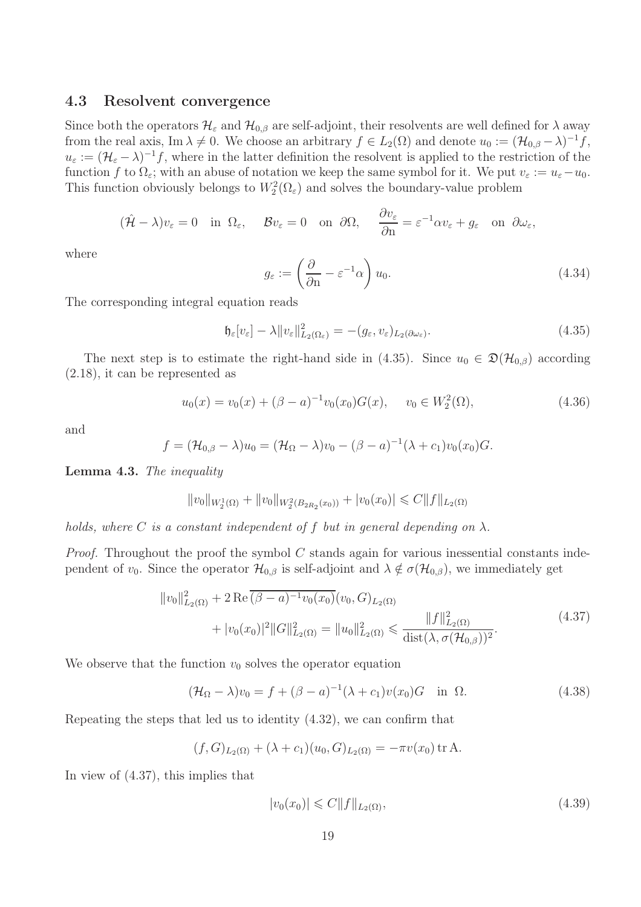### 4.3 Resolvent convergence

Since both the operators $\mathcal{H}_\varepsilon$ and $\mathcal{H}_{0,\beta}$ are self-adjoint, their resolvents are well defined for $\lambda$ away from the real axis, $\operatorname{Im}\lambda \neq 0$. We choose an arbitrary $f \in L_2(\Omega)$ and denote $u_0 := (\mathcal{H}_{0,\beta} - \lambda)^{-1} f$, $u_\varepsilon := (\mathcal{H}_\varepsilon - \lambda)^{-1} f$, where in the latter definition the resolvent is applied to the restriction of the function $f$ to $\Omega_\varepsilon$; with an abuse of notation we keep the same symbol for it. We put $v_\varepsilon := u_\varepsilon - u_0$. This function obviously belongs to $W_2^2(\Omega_\varepsilon)$ and solves the boundary-value problem

$$(\hat{\mathcal{H}} - \lambda) v_\varepsilon = 0 \quad \text{in } \Omega_\varepsilon, \qquad \mathcal{B} v_\varepsilon = 0 \quad \text{on } \partial\Omega, \qquad \frac{\partial v_\varepsilon}{\partial \mathrm{n}} = \varepsilon^{-1}\alpha v_\varepsilon + g_\varepsilon \quad \text{on } \partial\omega_\varepsilon,$$

where

$$g_\varepsilon := \left( \frac{\partial}{\partial \mathrm{n}} - \varepsilon^{-1}\alpha \right) u_0. \tag{4.34}$$

The corresponding integral equation reads

$$\mathfrak{h}_\varepsilon[v_\varepsilon] - \lambda \|v_\varepsilon\|^2_{L_2(\Omega_\varepsilon)} = -(g_\varepsilon, v_\varepsilon)_{L_2(\partial\omega_\varepsilon)}. \tag{4.35}$$

The next step is to estimate the right-hand side in (4.35). Since $u_0 \in \mathfrak{D}(\mathcal{H}_{0,\beta})$ according (2.18), it can be represented as

$$u_0(x) = v_0(x) + (\beta - a)^{-1} v_0(x_0) G(x), \qquad v_0 \in W_2^2(\Omega), \tag{4.36}$$

and

$$f = (\mathcal{H}_{0,\beta} - \lambda) u_0 = (\mathcal{H}_\Omega - \lambda) v_0 - (\beta - a)^{-1} (\lambda + c_1) v_0(x_0) G.$$

**Lemma 4.3.** *The inequality*

$$\|v_0\|_{W_2^1(\Omega)} + \|v_0\|_{W_2^2(B_{2R_2}(x_0))} + |v_0(x_0)| \leqslant C \|f\|_{L_2(\Omega)}$$

*holds, where $C$ is a constant independent of $f$ but in general depending on $\lambda$.*

*Proof.* Throughout the proof the symbol $C$ stands again for various inessential constants independent of $v_0$. Since the operator $\mathcal{H}_{0,\beta}$ is self-adjoint and $\lambda \notin \sigma(\mathcal{H}_{0,\beta})$, we immediately get

$$\begin{aligned} \|v_0\|^2_{L_2(\Omega)} &+ 2 \operatorname{Re} \overline{(\beta - a)^{-1} v_0(x_0)} (v_0, G)_{L_2(\Omega)} \\ &+ |v_0(x_0)|^2 \|G\|^2_{L_2(\Omega)} = \|u_0\|^2_{L_2(\Omega)} \leqslant \frac{\|f\|^2_{L_2(\Omega)}}{\operatorname{dist}(\lambda, \sigma(\mathcal{H}_{0,\beta}))^2}. \end{aligned} \tag{4.37}$$

We observe that the function $v_0$ solves the operator equation

$$(\mathcal{H}_\Omega - \lambda) v_0 = f + (\beta - a)^{-1} (\lambda + c_1) v(x_0) G \quad \text{in } \Omega. \tag{4.38}$$

Repeating the steps that led us to identity (4.32), we can confirm that

$$(f, G)_{L_2(\Omega)} + (\lambda + c_1)(u_0, G)_{L_2(\Omega)} = -\pi v(x_0) \operatorname{tr} \mathrm{A}.$$

In view of (4.37), this implies that

$$|v_0(x_0)| \leqslant C \|f\|_{L_2(\Omega)}, \tag{4.39}$$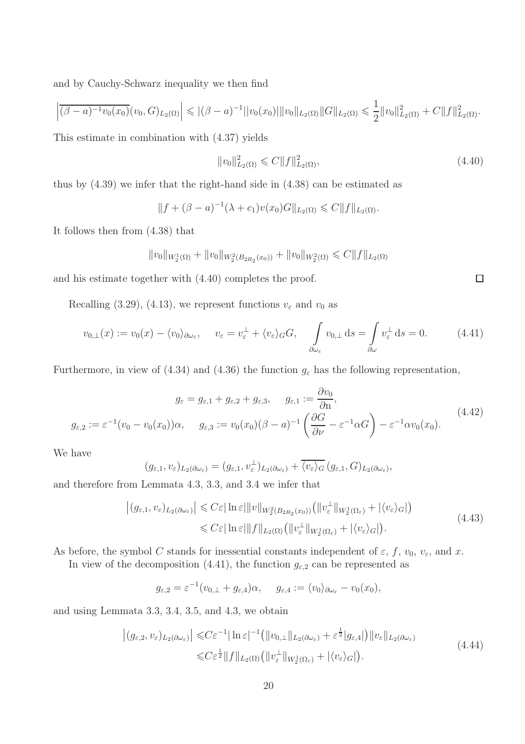and by Cauchy-Schwarz inequality we then find

$$\left|\overline{(\beta-a)^{-1}v_0(x_0)}(v_0,G)_{L_2(\Omega)}\right| \leqslant |(\beta-a)^{-1}||v_0(x_0)|\|v_0\|_{L_2(\Omega)}\|G\|_{L_2(\Omega)} \leqslant \frac{1}{2}\|v_0\|^2_{L_2(\Omega)} + C\|f\|^2_{L_2(\Omega)}.$$

This estimate in combination with (4.37) yields

$$\|v_0\|^2_{L_2(\Omega)} \leqslant C\|f\|^2_{L_2(\Omega)}, \tag{4.40}$$

thus by (4.39) we infer that the right-hand side in (4.38) can be estimated as

$$\|f + (\beta-a)^{-1}(\lambda+c_1)v(x_0)G\|_{L_2(\Omega)} \leqslant C\|f\|_{L_2(\Omega)}.$$

It follows then from (4.38) that

$$\|v_0\|_{W_2^1(\Omega)} + \|v_0\|_{W_2^2(B_{2R_2}(x_0))} + \|v_0\|_{W_2^2(\Omega)} \leqslant C\|f\|_{L_2(\Omega)}$$

and his estimate together with (4.40) completes the proof. $\square$

Recalling (3.29), (4.13), we represent functions $v_\varepsilon$ and $v_0$ as

$$v_{0,\perp}(x) := v_0(x) - \langle v_0\rangle_{\partial\omega_\varepsilon}, \qquad v_\varepsilon = v_\varepsilon^\perp + \langle v_\varepsilon\rangle_G G, \qquad \int\limits_{\partial\omega_\varepsilon} v_{0,\perp}\,\mathrm{d}s = \int\limits_{\partial\omega} v_\varepsilon^\perp\,\mathrm{d}s = 0. \tag{4.41}$$

Furthermore, in view of (4.34) and (4.36) the function $g_\varepsilon$ has the following representation,

$$\begin{gathered} g_\varepsilon = g_{\varepsilon,1} + g_{\varepsilon,2} + g_{\varepsilon,3}, \qquad g_{\varepsilon,1} := \frac{\partial v_0}{\partial \mathrm{n}}, \\ g_{\varepsilon,2} := \varepsilon^{-1}(v_0 - v_0(x_0))\alpha, \qquad g_{\varepsilon,3} := v_0(x_0)(\beta-a)^{-1}\left(\frac{\partial G}{\partial \nu} - \varepsilon^{-1}\alpha G\right) - \varepsilon^{-1}\alpha v_0(x_0). \end{gathered} \tag{4.42}$$

We have

$$(g_{\varepsilon,1}, v_\varepsilon)_{L_2(\partial\omega_\varepsilon)} = (g_{\varepsilon,1}, v_\varepsilon^\perp)_{L_2(\partial\omega_\varepsilon)} + \overline{\langle v_\varepsilon\rangle_G}\,(g_{\varepsilon,1}, G)_{L_2(\partial\omega_\varepsilon)},$$

and therefore from Lemmata 4.3, 3.3, and 3.4 we infer that

$$\begin{aligned} \left|(g_{\varepsilon,1}, v_\varepsilon)_{L_2(\partial\omega_\varepsilon)}\right| &\leqslant C\varepsilon|\ln\varepsilon|\|v\|_{W_2^2(B_{2R_2}(x_0))}\big(\|v_\varepsilon^\perp\|_{W_2^1(\Omega_\varepsilon)} + |\langle v_\varepsilon\rangle_G|\big) \\ &\leqslant C\varepsilon|\ln\varepsilon|\|f\|_{L_2(\Omega)}\big(\|v_\varepsilon^\perp\|_{W_2^1(\Omega_\varepsilon)} + |\langle v_\varepsilon\rangle_G|\big). \end{aligned} \tag{4.43}$$

As before, the symbol $C$ stands for inessential constants independent of $\varepsilon$, $f$, $v_0$, $v_\varepsilon$, and $x$.

In view of the decomposition (4.41), the function $g_{\varepsilon,2}$ can be represented as

$$g_{\varepsilon,2} = \varepsilon^{-1}(v_{0,\perp} + g_{\varepsilon,4})\alpha, \qquad g_{\varepsilon,4} := \langle v_0\rangle_{\partial\omega_\varepsilon} - v_0(x_0),$$

and using Lemmata 3.3, 3.4, 3.5, and 4.3, we obtain

$$\begin{aligned} \left|(g_{\varepsilon,2}, v_\varepsilon)_{L_2(\partial\omega_\varepsilon)}\right| \leqslant& C\varepsilon^{-1}|\ln\varepsilon|^{-1}\big(\|v_{0,\perp}\|_{L_2(\partial\omega_\varepsilon)} + \varepsilon^{\frac{1}{2}}|g_{\varepsilon,4}|\big)\|v_\varepsilon\|_{L_2(\partial\omega_\varepsilon)} \\ \leqslant& C\varepsilon^{\frac{1}{2}}\|f\|_{L_2(\Omega)}\big(\|v_\varepsilon^\perp\|_{W_2^1(\Omega_\varepsilon)} + |\langle v_\varepsilon\rangle_G|\big). \end{aligned} \tag{4.44}$$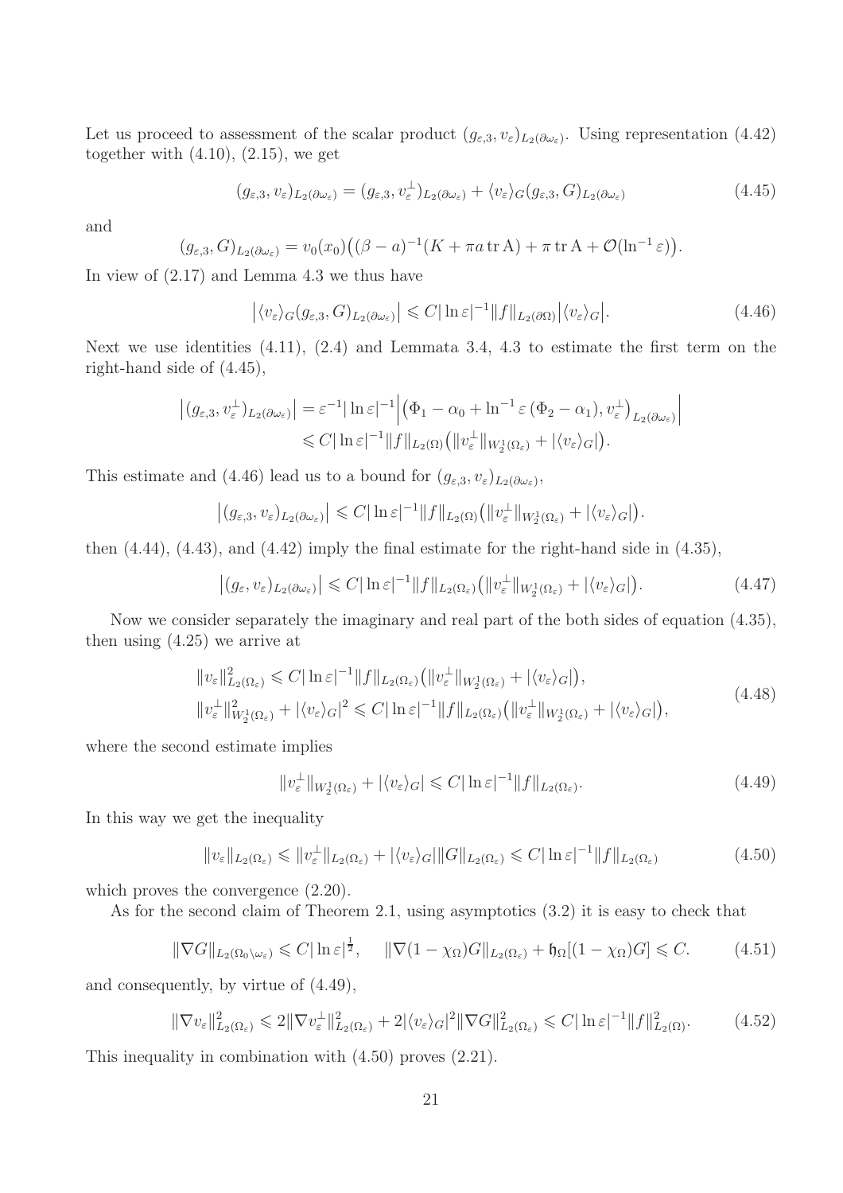Let us proceed to assessment of the scalar product $(g_{\varepsilon,3}, v_\varepsilon)_{L_2(\partial\omega_\varepsilon)}$. Using representation (4.42) together with (4.10), (2.15), we get

$$(g_{\varepsilon,3}, v_\varepsilon)_{L_2(\partial\omega_\varepsilon)} = (g_{\varepsilon,3}, v_\varepsilon^\perp)_{L_2(\partial\omega_\varepsilon)} + \langle v_\varepsilon\rangle_G (g_{\varepsilon,3}, G)_{L_2(\partial\omega_\varepsilon)} \tag{4.45}$$

and

$$(g_{\varepsilon,3}, G)_{L_2(\partial\omega_\varepsilon)} = v_0(x_0)\big((\beta - a)^{-1}(K + \pi a \operatorname{tr} \mathrm{A}) + \pi \operatorname{tr} \mathrm{A} + \mathcal{O}(\ln^{-1}\varepsilon)\big).$$

In view of (2.17) and Lemma 4.3 we thus have

$$\big|\langle v_\varepsilon\rangle_G (g_{\varepsilon,3}, G)_{L_2(\partial\omega_\varepsilon)}\big| \leqslant C|\ln\varepsilon|^{-1}\|f\|_{L_2(\partial\Omega)}\big|\langle v_\varepsilon\rangle_G\big|. \tag{4.46}$$

Next we use identities (4.11), (2.4) and Lemmata 3.4, 4.3 to estimate the first term on the right-hand side of (4.45),

$$\begin{aligned}
\big|(g_{\varepsilon,3}, v_\varepsilon^\perp)_{L_2(\partial\omega_\varepsilon)}\big| &= \varepsilon^{-1}|\ln\varepsilon|^{-1}\Big|\big(\Phi_1 - \alpha_0 + \ln^{-1}\varepsilon\,(\Phi_2 - \alpha_1), v_\varepsilon^\perp\big)_{L_2(\partial\omega_\varepsilon)}\Big| \\
&\leqslant C|\ln\varepsilon|^{-1}\|f\|_{L_2(\Omega)}\big(\|v_\varepsilon^\perp\|_{W_2^1(\Omega_\varepsilon)} + |\langle v_\varepsilon\rangle_G|\big).
\end{aligned}$$

This estimate and (4.46) lead us to a bound for $(g_{\varepsilon,3}, v_\varepsilon)_{L_2(\partial\omega_\varepsilon)}$,

$$\big|(g_{\varepsilon,3}, v_\varepsilon)_{L_2(\partial\omega_\varepsilon)}\big| \leqslant C|\ln\varepsilon|^{-1}\|f\|_{L_2(\Omega)}\big(\|v_\varepsilon^\perp\|_{W_2^1(\Omega_\varepsilon)} + |\langle v_\varepsilon\rangle_G|\big).$$

then (4.44), (4.43), and (4.42) imply the final estimate for the right-hand side in (4.35),

$$\big|(g_\varepsilon, v_\varepsilon)_{L_2(\partial\omega_\varepsilon)}\big| \leqslant C|\ln\varepsilon|^{-1}\|f\|_{L_2(\Omega_\varepsilon)}\big(\|v_\varepsilon^\perp\|_{W_2^1(\Omega_\varepsilon)} + |\langle v_\varepsilon\rangle_G|\big). \tag{4.47}$$

Now we consider separately the imaginary and real part of the both sides of equation (4.35), then using (4.25) we arrive at

$$\begin{aligned}
&\|v_\varepsilon\|^2_{L_2(\Omega_\varepsilon)} \leqslant C|\ln\varepsilon|^{-1}\|f\|_{L_2(\Omega_\varepsilon)}\big(\|v_\varepsilon^\perp\|_{W_2^1(\Omega_\varepsilon)} + |\langle v_\varepsilon\rangle_G|\big), \\
&\|v_\varepsilon^\perp\|^2_{W_2^1(\Omega_\varepsilon)} + |\langle v_\varepsilon\rangle_G|^2 \leqslant C|\ln\varepsilon|^{-1}\|f\|_{L_2(\Omega_\varepsilon)}\big(\|v_\varepsilon^\perp\|_{W_2^1(\Omega_\varepsilon)} + |\langle v_\varepsilon\rangle_G|\big),
\end{aligned} \tag{4.48}$$

where the second estimate implies

$$\|v_\varepsilon^\perp\|_{W_2^1(\Omega_\varepsilon)} + |\langle v_\varepsilon\rangle_G| \leqslant C|\ln\varepsilon|^{-1}\|f\|_{L_2(\Omega_\varepsilon)}. \tag{4.49}$$

In this way we get the inequality

$$\|v_\varepsilon\|_{L_2(\Omega_\varepsilon)} \leqslant \|v_\varepsilon^\perp\|_{L_2(\Omega_\varepsilon)} + |\langle v_\varepsilon\rangle_G|\|G\|_{L_2(\Omega_\varepsilon)} \leqslant C|\ln\varepsilon|^{-1}\|f\|_{L_2(\Omega_\varepsilon)} \tag{4.50}$$

which proves the convergence (2.20).

As for the second claim of Theorem 2.1, using asymptotics (3.2) it is easy to check that

$$\|\nabla G\|_{L_2(\Omega_0\setminus\omega_\varepsilon)} \leqslant C|\ln\varepsilon|^{\frac{1}{2}}, \qquad \|\nabla(1-\chi_\Omega)G\|_{L_2(\Omega_\varepsilon)} + \mathfrak{h}_\Omega[(1-\chi_\Omega)G] \leqslant C. \tag{4.51}$$

and consequently, by virtue of (4.49),

$$\|\nabla v_\varepsilon\|^2_{L_2(\Omega_\varepsilon)} \leqslant 2\|\nabla v_\varepsilon^\perp\|^2_{L_2(\Omega_\varepsilon)} + 2|\langle v_\varepsilon\rangle_G|^2\|\nabla G\|^2_{L_2(\Omega_\varepsilon)} \leqslant C|\ln\varepsilon|^{-1}\|f\|^2_{L_2(\Omega)}. \tag{4.52}$$

This inequality in combination with (4.50) proves (2.21).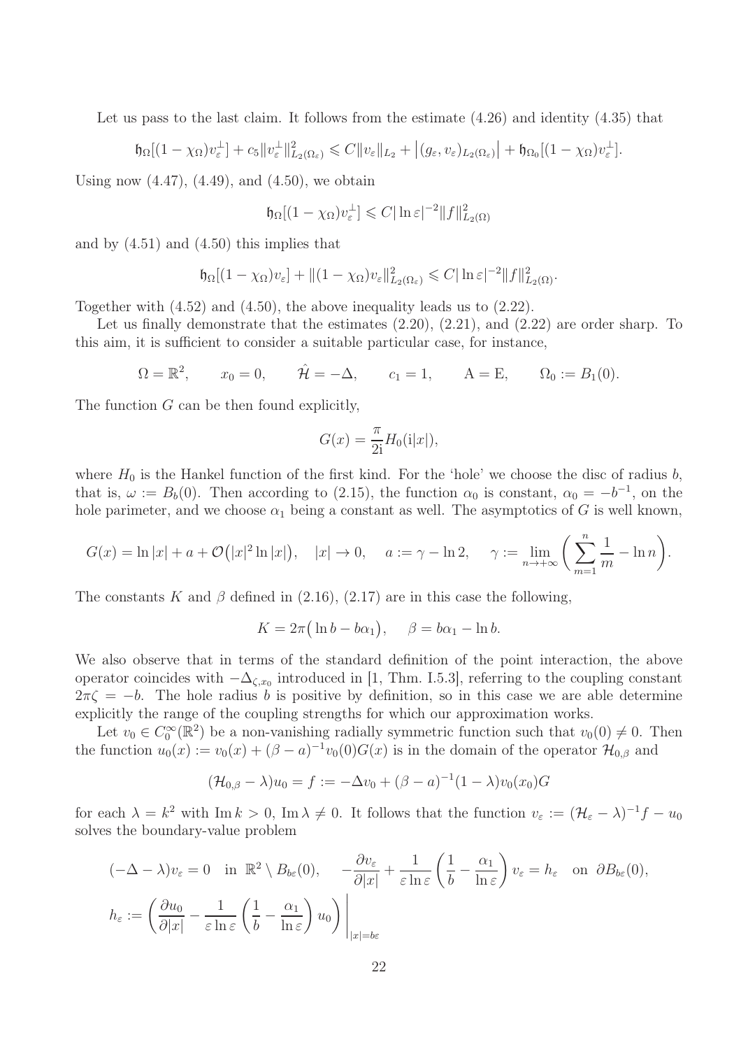Let us pass to the last claim. It follows from the estimate (4.26) and identity (4.35) that

$$\mathfrak{h}_\Omega[(1-\chi_\Omega)v_\varepsilon^\perp] + c_5\|v_\varepsilon^\perp\|_{L_2(\Omega_\varepsilon)}^2 \leqslant C\|v_\varepsilon\|_{L_2} + \big|(g_\varepsilon, v_\varepsilon)_{L_2(\Omega_\varepsilon)}\big| + \mathfrak{h}_{\Omega_0}[(1-\chi_\Omega)v_\varepsilon^\perp].$$

Using now (4.47), (4.49), and (4.50), we obtain

$$\mathfrak{h}_\Omega[(1-\chi_\Omega)v_\varepsilon^\perp] \leqslant C|\ln\varepsilon|^{-2}\|f\|_{L_2(\Omega)}^2$$

and by (4.51) and (4.50) this implies that

$$\mathfrak{h}_\Omega[(1-\chi_\Omega)v_\varepsilon] + \|(1-\chi_\Omega)v_\varepsilon\|_{L_2(\Omega_\varepsilon)}^2 \leqslant C|\ln\varepsilon|^{-2}\|f\|_{L_2(\Omega)}^2.$$

Together with (4.52) and (4.50), the above inequality leads us to (2.22).

Let us finally demonstrate that the estimates (2.20), (2.21), and (2.22) are order sharp. To this aim, it is sufficient to consider a suitable particular case, for instance,

$$\Omega = \mathbb{R}^2, \qquad x_0 = 0, \qquad \hat{\mathcal{H}} = -\Delta, \qquad c_1 = 1, \qquad \mathrm{A} = \mathrm{E}, \qquad \Omega_0 := B_1(0).$$

The function $G$ can be then found explicitly,

$$G(x) = \frac{\pi}{2\mathrm{i}} H_0(\mathrm{i}|x|),$$

where $H_0$ is the Hankel function of the first kind. For the 'hole' we choose the disc of radius $b$, that is, $\omega := B_b(0)$. Then according to (2.15), the function $\alpha_0$ is constant, $\alpha_0 = -b^{-1}$, on the hole parimeter, and we choose $\alpha_1$ being a constant as well. The asymptotics of $G$ is well known,

$$G(x) = \ln|x| + a + \mathcal{O}\big(|x|^2\ln|x|\big), \quad |x|\to 0, \quad a := \gamma - \ln 2, \quad \gamma := \lim_{n\to+\infty}\bigg(\sum_{m=1}^n \frac{1}{m} - \ln n\bigg).$$

The constants $K$ and $\beta$ defined in (2.16), (2.17) are in this case the following,

$$K = 2\pi\big(\ln b - b\alpha_1\big), \quad \beta = b\alpha_1 - \ln b.$$

We also observe that in terms of the standard definition of the point interaction, the above operator coincides with $-\Delta_{\zeta,x_0}$ introduced in [1, Thm. I.5.3], referring to the coupling constant $2\pi\zeta = -b$. The hole radius $b$ is positive by definition, so in this case we are able determine explicitly the range of the coupling strengths for which our approximation works.

Let $v_0 \in C_0^\infty(\mathbb{R}^2)$ be a non-vanishing radially symmetric function such that $v_0(0) \neq 0$. Then the function $u_0(x) := v_0(x) + (\beta - a)^{-1}v_0(0)G(x)$ is in the domain of the operator $\mathcal{H}_{0,\beta}$ and

$$(\mathcal{H}_{0,\beta} - \lambda)u_0 = f := -\Delta v_0 + (\beta - a)^{-1}(1-\lambda)v_0(x_0)G$$

for each $\lambda = k^2$ with $\operatorname{Im} k > 0$, $\operatorname{Im}\lambda \neq 0$. It follows that the function $v_\varepsilon := (\mathcal{H}_\varepsilon - \lambda)^{-1}f - u_0$ solves the boundary-value problem

$$\begin{aligned}
&(-\Delta - \lambda)v_\varepsilon = 0 \quad \text{in } \mathbb{R}^2\setminus B_{b\varepsilon}(0), \qquad -\frac{\partial v_\varepsilon}{\partial|x|} + \frac{1}{\varepsilon\ln\varepsilon}\left(\frac{1}{b} - \frac{\alpha_1}{\ln\varepsilon}\right)v_\varepsilon = h_\varepsilon \quad \text{on } \partial B_{b\varepsilon}(0),\\
&h_\varepsilon := \left(\frac{\partial u_0}{\partial|x|} - \frac{1}{\varepsilon\ln\varepsilon}\left(\frac{1}{b} - \frac{\alpha_1}{\ln\varepsilon}\right)u_0\right)\Bigg|_{|x|=b\varepsilon}
\end{aligned}$$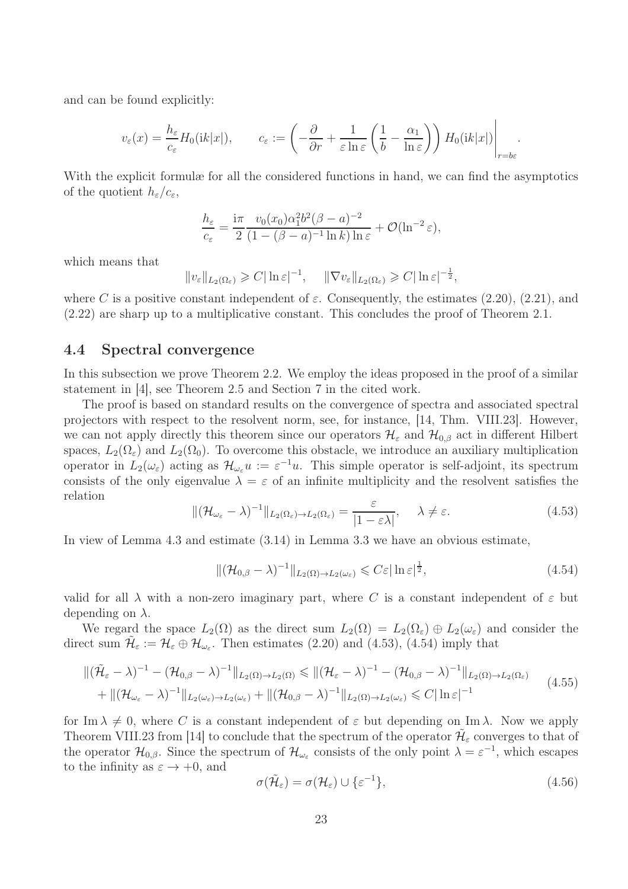and can be found explicitly:

$$v_\varepsilon(x) = \frac{h_\varepsilon}{c_\varepsilon} H_0(\mathrm{i}k|x|), \qquad c_\varepsilon := \left( -\frac{\partial}{\partial r} + \frac{1}{\varepsilon \ln \varepsilon} \left( \frac{1}{b} - \frac{\alpha_1}{\ln \varepsilon} \right) \right) H_0(\mathrm{i}k|x|) \Bigg|_{r=b\varepsilon}.$$

With the explicit formulæ for all the considered functions in hand, we can find the asymptotics of the quotient $h_\varepsilon/c_\varepsilon$,

$$\frac{h_\varepsilon}{c_\varepsilon} = \frac{\mathrm{i}\pi}{2} \frac{v_0(x_0)\alpha_1^2 b^2 (\beta - a)^{-2}}{(1 - (\beta - a)^{-1} \ln k) \ln \varepsilon} + \mathcal{O}(\ln^{-2} \varepsilon),$$

which means that

$$\|v_\varepsilon\|_{L_2(\Omega_\varepsilon)} \geqslant C|\ln \varepsilon|^{-1}, \quad \|\nabla v_\varepsilon\|_{L_2(\Omega_\varepsilon)} \geqslant C|\ln \varepsilon|^{-\frac{1}{2}},$$

where $C$ is a positive constant independent of $\varepsilon$. Consequently, the estimates (2.20), (2.21), and (2.22) are sharp up to a multiplicative constant. This concludes the proof of Theorem 2.1.

## 4.4 Spectral convergence

In this subsection we prove Theorem 2.2. We employ the ideas proposed in the proof of a similar statement in [4], see Theorem 2.5 and Section 7 in the cited work.

The proof is based on standard results on the convergence of spectra and associated spectral projectors with respect to the resolvent norm, see, for instance, [14, Thm. VIII.23]. However, we can not apply directly this theorem since our operators $\mathcal{H}_\varepsilon$ and $\mathcal{H}_{0,\beta}$ act in different Hilbert spaces, $L_2(\Omega_\varepsilon)$ and $L_2(\Omega_0)$. To overcome this obstacle, we introduce an auxiliary multiplication operator in $L_2(\omega_\varepsilon)$ acting as $\mathcal{H}_{\omega_\varepsilon} u := \varepsilon^{-1} u$. This simple operator is self-adjoint, its spectrum consists of the only eigenvalue $\lambda = \varepsilon$ of an infinite multiplicity and the resolvent satisfies the relation

$$\|(\mathcal{H}_{\omega_\varepsilon} - \lambda)^{-1}\|_{L_2(\Omega_\varepsilon) \to L_2(\Omega_\varepsilon)} = \frac{\varepsilon}{|1 - \varepsilon\lambda|}, \quad \lambda \neq \varepsilon. \tag{4.53}$$

In view of Lemma 4.3 and estimate (3.14) in Lemma 3.3 we have an obvious estimate,

$$\|(\mathcal{H}_{0,\beta} - \lambda)^{-1}\|_{L_2(\Omega) \to L_2(\omega_\varepsilon)} \leqslant C\varepsilon|\ln \varepsilon|^{\frac{1}{2}}, \tag{4.54}$$

valid for all $\lambda$ with a non-zero imaginary part, where $C$ is a constant independent of $\varepsilon$ but depending on $\lambda$.

We regard the space $L_2(\Omega)$ as the direct sum $L_2(\Omega) = L_2(\Omega_\varepsilon) \oplus L_2(\omega_\varepsilon)$ and consider the direct sum $\tilde{\mathcal{H}}_\varepsilon := \mathcal{H}_\varepsilon \oplus \mathcal{H}_{\omega_\varepsilon}$. Then estimates (2.20) and (4.53), (4.54) imply that

$$\begin{aligned} \|(\tilde{\mathcal{H}}_\varepsilon - \lambda)^{-1} - (\mathcal{H}_{0,\beta} - \lambda)^{-1}\|_{L_2(\Omega) \to L_2(\Omega)} &\leqslant \|(\mathcal{H}_\varepsilon - \lambda)^{-1} - (\mathcal{H}_{0,\beta} - \lambda)^{-1}\|_{L_2(\Omega) \to L_2(\Omega_\varepsilon)} \\ &+ \|(\mathcal{H}_{\omega_\varepsilon} - \lambda)^{-1}\|_{L_2(\omega_\varepsilon) \to L_2(\omega_\varepsilon)} + \|(\mathcal{H}_{0,\beta} - \lambda)^{-1}\|_{L_2(\Omega) \to L_2(\omega_\varepsilon)} \leqslant C|\ln \varepsilon|^{-1} \end{aligned} \tag{4.55}$$

for $\operatorname{Im} \lambda \neq 0$, where $C$ is a constant independent of $\varepsilon$ but depending on $\operatorname{Im} \lambda$. Now we apply Theorem VIII.23 from [14] to conclude that the spectrum of the operator $\tilde{\mathcal{H}}_\varepsilon$ converges to that of the operator $\mathcal{H}_{0,\beta}$. Since the spectrum of $\mathcal{H}_{\omega_\varepsilon}$ consists of the only point $\lambda = \varepsilon^{-1}$, which escapes to the infinity as $\varepsilon \to +0$, and

$$\sigma(\tilde{\mathcal{H}}_\varepsilon) = \sigma(\mathcal{H}_\varepsilon) \cup \{\varepsilon^{-1}\}, \tag{4.56}$$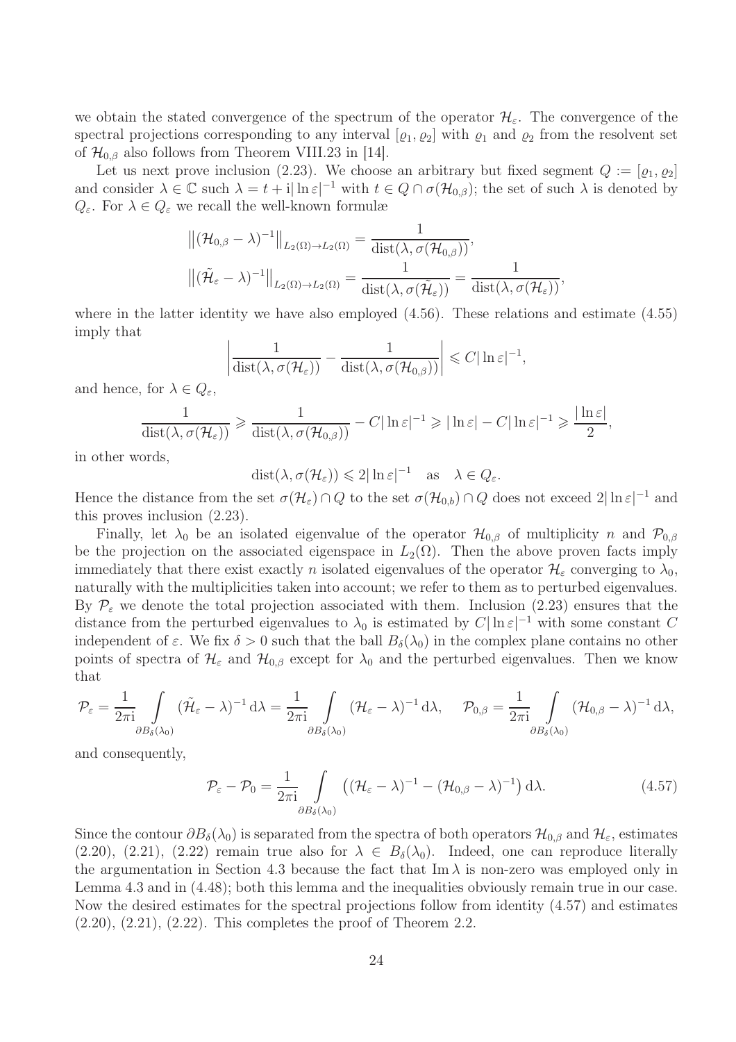we obtain the stated convergence of the spectrum of the operator $\mathcal{H}_\varepsilon$. The convergence of the spectral projections corresponding to any interval $[\varrho_1, \varrho_2]$ with $\varrho_1$ and $\varrho_2$ from the resolvent set of $\mathcal{H}_{0,\beta}$ also follows from Theorem VIII.23 in [14].

Let us next prove inclusion (2.23). We choose an arbitrary but fixed segment $Q := [\varrho_1, \varrho_2]$ and consider $\lambda \in \mathbb{C}$ such $\lambda = t + \mathrm{i}|\ln\varepsilon|^{-1}$ with $t \in Q \cap \sigma(\mathcal{H}_{0,\beta})$; the set of such $\lambda$ is denoted by $Q_\varepsilon$. For $\lambda \in Q_\varepsilon$ we recall the well-known formulæ

$$
\begin{aligned}
&\big\|(\mathcal{H}_{0,\beta} - \lambda)^{-1}\big\|_{L_2(\Omega)\to L_2(\Omega)} = \frac{1}{\operatorname{dist}(\lambda, \sigma(\mathcal{H}_{0,\beta}))},\\
&\big\|(\tilde{\mathcal{H}}_\varepsilon - \lambda)^{-1}\big\|_{L_2(\Omega)\to L_2(\Omega)} = \frac{1}{\operatorname{dist}(\lambda, \sigma(\tilde{\mathcal{H}}_\varepsilon))} = \frac{1}{\operatorname{dist}(\lambda, \sigma(\mathcal{H}_\varepsilon))},
\end{aligned}
$$

where in the latter identity we have also employed (4.56). These relations and estimate (4.55) imply that

$$
\left|\frac{1}{\operatorname{dist}(\lambda, \sigma(\mathcal{H}_\varepsilon))} - \frac{1}{\operatorname{dist}(\lambda, \sigma(\mathcal{H}_{0,\beta}))}\right| \leqslant C|\ln\varepsilon|^{-1},
$$

and hence, for $\lambda \in Q_\varepsilon$,

$$
\frac{1}{\operatorname{dist}(\lambda, \sigma(\mathcal{H}_\varepsilon))} \geqslant \frac{1}{\operatorname{dist}(\lambda, \sigma(\mathcal{H}_{0,\beta}))} - C|\ln\varepsilon|^{-1} \geqslant |\ln\varepsilon| - C|\ln\varepsilon|^{-1} \geqslant \frac{|\ln\varepsilon|}{2},
$$

in other words,

$$
\operatorname{dist}(\lambda, \sigma(\mathcal{H}_\varepsilon)) \leqslant 2|\ln\varepsilon|^{-1} \quad \text{as} \quad \lambda \in Q_\varepsilon.
$$

Hence the distance from the set $\sigma(\mathcal{H}_\varepsilon) \cap Q$ to the set $\sigma(\mathcal{H}_{0,b}) \cap Q$ does not exceed $2|\ln\varepsilon|^{-1}$ and this proves inclusion (2.23).

Finally, let $\lambda_0$ be an isolated eigenvalue of the operator $\mathcal{H}_{0,\beta}$ of multiplicity $n$ and $\mathcal{P}_{0,\beta}$ be the projection on the associated eigenspace in $L_2(\Omega)$. Then the above proven facts imply immediately that there exist exactly $n$ isolated eigenvalues of the operator $\mathcal{H}_\varepsilon$ converging to $\lambda_0$, naturally with the multiplicities taken into account; we refer to them as to perturbed eigenvalues. By $\mathcal{P}_\varepsilon$ we denote the total projection associated with them. Inclusion (2.23) ensures that the distance from the perturbed eigenvalues to $\lambda_0$ is estimated by $C|\ln\varepsilon|^{-1}$ with some constant $C$ independent of $\varepsilon$. We fix $\delta > 0$ such that the ball $B_\delta(\lambda_0)$ in the complex plane contains no other points of spectra of $\mathcal{H}_\varepsilon$ and $\mathcal{H}_{0,\beta}$ except for $\lambda_0$ and the perturbed eigenvalues. Then we know that

$$
\mathcal{P}_\varepsilon = \frac{1}{2\pi\mathrm{i}} \int\limits_{\partial B_\delta(\lambda_0)} (\tilde{\mathcal{H}}_\varepsilon - \lambda)^{-1}\,\mathrm{d}\lambda = \frac{1}{2\pi\mathrm{i}} \int\limits_{\partial B_\delta(\lambda_0)} (\mathcal{H}_\varepsilon - \lambda)^{-1}\,\mathrm{d}\lambda, \quad \mathcal{P}_{0,\beta} = \frac{1}{2\pi\mathrm{i}} \int\limits_{\partial B_\delta(\lambda_0)} (\mathcal{H}_{0,\beta} - \lambda)^{-1}\,\mathrm{d}\lambda,
$$

and consequently,

$$
\mathcal{P}_\varepsilon - \mathcal{P}_0 = \frac{1}{2\pi\mathrm{i}} \int\limits_{\partial B_\delta(\lambda_0)} \big((\mathcal{H}_\varepsilon - \lambda)^{-1} - (\mathcal{H}_{0,\beta} - \lambda)^{-1}\big)\,\mathrm{d}\lambda. \tag{4.57}
$$

Since the contour $\partial B_\delta(\lambda_0)$ is separated from the spectra of both operators $\mathcal{H}_{0,\beta}$ and $\mathcal{H}_\varepsilon$, estimates (2.20), (2.21), (2.22) remain true also for $\lambda \in B_\delta(\lambda_0)$. Indeed, one can reproduce literally the argumentation in Section 4.3 because the fact that $\operatorname{Im}\lambda$ is non-zero was employed only in Lemma 4.3 and in (4.48); both this lemma and the inequalities obviously remain true in our case. Now the desired estimates for the spectral projections follow from identity (4.57) and estimates (2.20), (2.21), (2.22). This completes the proof of Theorem 2.2.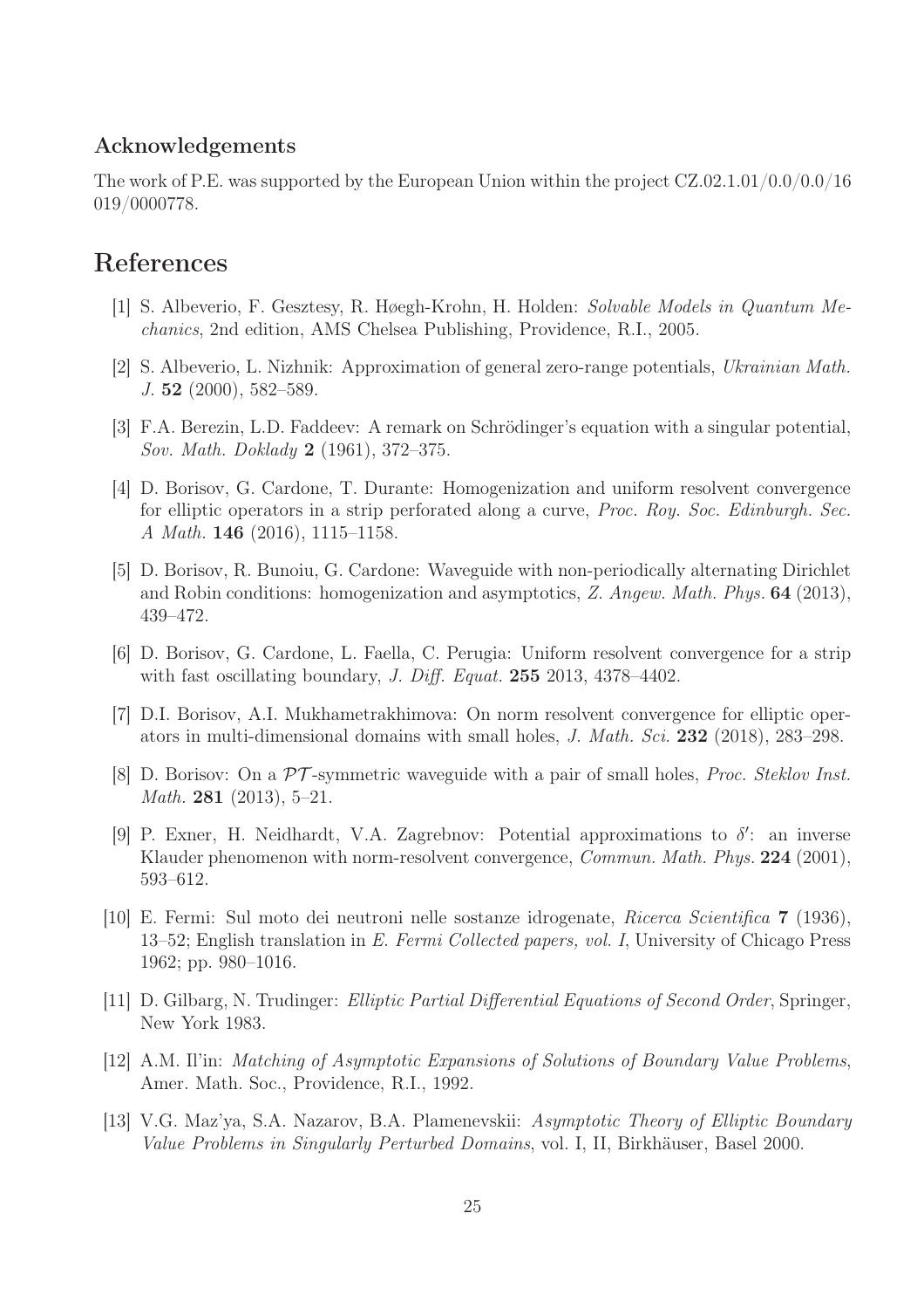### Acknowledgements

The work of P.E. was supported by the European Union within the project CZ.02.1.01/0.0/0.0/16 019/0000778.

## References

[1] S. Albeverio, F. Gesztesy, R. Høegh-Krohn, H. Holden: *Solvable Models in Quantum Mechanics*, 2nd edition, AMS Chelsea Publishing, Providence, R.I., 2005.

[2] S. Albeverio, L. Nizhnik: Approximation of general zero-range potentials, *Ukrainian Math. J.* **52** (2000), 582–589.

[3] F.A. Berezin, L.D. Faddeev: A remark on Schrödinger's equation with a singular potential, *Sov. Math. Doklady* **2** (1961), 372–375.

[4] D. Borisov, G. Cardone, T. Durante: Homogenization and uniform resolvent convergence for elliptic operators in a strip perforated along a curve, *Proc. Roy. Soc. Edinburgh. Sec. A Math.* **146** (2016), 1115–1158.

[5] D. Borisov, R. Bunoiu, G. Cardone: Waveguide with non-periodically alternating Dirichlet and Robin conditions: homogenization and asymptotics, *Z. Angew. Math. Phys.* **64** (2013), 439–472.

[6] D. Borisov, G. Cardone, L. Faella, C. Perugia: Uniform resolvent convergence for a strip with fast oscillating boundary, *J. Diff. Equat.* **255** 2013, 4378–4402.

[7] D.I. Borisov, A.I. Mukhametrakhimova: On norm resolvent convergence for elliptic operators in multi-dimensional domains with small holes, *J. Math. Sci.* **232** (2018), 283–298.

[8] D. Borisov: On a $\mathcal{PT}$-symmetric waveguide with a pair of small holes, *Proc. Steklov Inst. Math.* **281** (2013), 5–21.

[9] P. Exner, H. Neidhardt, V.A. Zagrebnov: Potential approximations to $\delta'$: an inverse Klauder phenomenon with norm-resolvent convergence, *Commun. Math. Phys.* **224** (2001), 593–612.

[10] E. Fermi: Sul moto dei neutroni nelle sostanze idrogenate, *Ricerca Scientifica* **7** (1936), 13–52; English translation in *E. Fermi Collected papers, vol. I*, University of Chicago Press 1962; pp. 980–1016.

[11] D. Gilbarg, N. Trudinger: *Elliptic Partial Differential Equations of Second Order*, Springer, New York 1983.

[12] A.M. Il'in: *Matching of Asymptotic Expansions of Solutions of Boundary Value Problems*, Amer. Math. Soc., Providence, R.I., 1992.

[13] V.G. Maz'ya, S.A. Nazarov, B.A. Plamenevskii: *Asymptotic Theory of Elliptic Boundary Value Problems in Singularly Perturbed Domains*, vol. I, II, Birkhäuser, Basel 2000.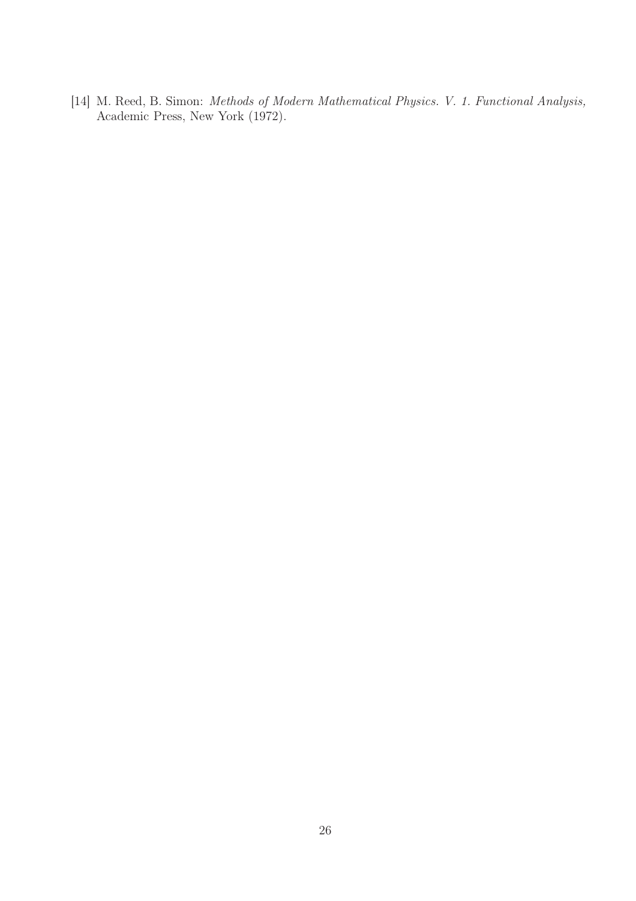[14] M. Reed, B. Simon: *Methods of Modern Mathematical Physics. V. 1. Functional Analysis,* Academic Press, New York (1972).